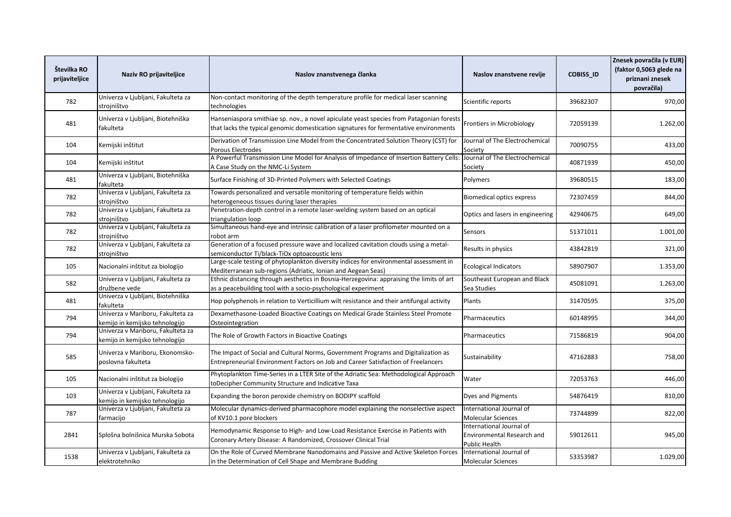| Številka RO prijaviteljice | Naziv RO prijaviteljice | Naslov znanstvenega članka | Naslov znanstvene revije | COBISS_ID | Znesek povračila (v EUR) (faktor 0,5063 glede na priznani znesek povračila) |
|---|---|---|---|---|---|
| 782 | Univerza v Ljubljani, Fakulteta za strojništvo | Non-contact monitoring of the depth temperature profile for medical laser scanning technologies | Scientific reports | 39682307 | 970,00 |
| 481 | Univerza v Ljubljani, Biotehniška fakulteta | Hanseniaspora smithiae sp. nov., a novel apiculate yeast species from Patagonian forests that lacks the typical genomic domestication signatures for fermentative environments | Frontiers in Microbiology | 72059139 | 1.262,00 |
| 104 | Kemijski inštitut | Derivation of Transmission Line Model from the Concentrated Solution Theory (CST) for Porous Electrodes | Journal of The Electrochemical Society | 70090755 | 433,00 |
| 104 | Kemijski inštitut | A Powerful Transmission Line Model for Analysis of Impedance of Insertion Battery Cells: A Case Study on the NMC-Li System | Journal of The Electrochemical Society | 40871939 | 450,00 |
| 481 | Univerza v Ljubljani, Biotehniška fakulteta | Surface Finishing of 3D-Printed Polymers with Selected Coatings | Polymers | 39680515 | 183,00 |
| 782 | Univerza v Ljubljani, Fakulteta za strojništvo | Towards personalized and versatile monitoring of temperature fields within heterogeneous tissues during laser therapies | Biomedical optics express | 72307459 | 844,00 |
| 782 | Univerza v Ljubljani, Fakulteta za strojništvo | Penetration-depth control in a remote laser-welding system based on an optical triangulation loop | Optics and lasers in engineering | 42940675 | 649,00 |
| 782 | Univerza v Ljubljani, Fakulteta za strojništvo | Simultaneous hand-eye and intrinsic calibration of a laser profilometer mounted on a robot arm | Sensors | 51371011 | 1.001,00 |
| 782 | Univerza v Ljubljani, Fakulteta za strojništvo | Generation of a focused pressure wave and localized cavitation clouds using a metal-semiconductor Ti/black-TiOx optoacoustic lens | Results in physics | 43842819 | 321,00 |
| 105 | Nacionalni inštitut za biologijo | Large-scale testing of phytoplankton diversity indices for environmental assessment in Mediterranean sub-regions (Adriatic, Ionian and Aegean Seas) | Ecological Indicators | 58907907 | 1.353,00 |
| 582 | Univerza v Ljubljani, Fakulteta za družbene vede | Ethnic distancing through aesthetics in Bosnia-Herzegovina: appraising the limits of art as a peacebuilding tool with a socio-psychological experiment | Southeast European and Black Sea Studies | 45081091 | 1.263,00 |
| 481 | Univerza v Ljubljani, Biotehniška fakulteta | Hop polyphenols in relation to Verticillium wilt resistance and their antifungal activity | Plants | 31470595 | 375,00 |
| 794 | Univerza v Mariboru, Fakulteta za kemijo in kemijsko tehnologijo | Dexamethasone-Loaded Bioactive Coatings on Medical Grade Stainless Steel Promote Osteointegration | Pharmaceutics | 60148995 | 344,00 |
| 794 | Univerza v Mariboru, Fakulteta za kemijo in kemijsko tehnologijo | The Role of Growth Factors in Bioactive Coatings | Pharmaceutics | 71586819 | 904,00 |
| 585 | Univerza v Mariboru, Ekonomsko-poslovna fakulteta | The Impact of Social and Cultural Norms, Government Programs and Digitalization as Entrepreneurial Environment Factors on Job and Career Satisfaction of Freelancers | Sustainability | 47162883 | 758,00 |
| 105 | Nacionalni inštitut za biologijo | Phytoplankton Time-Series in a LTER Site of the Adriatic Sea: Methodological Approach toDecipher Community Structure and Indicative Taxa | Water | 72053763 | 446,00 |
| 103 | Univerza v Ljubljani, Fakulteta za kemijo in kemijsko tehnologijo | Expanding the boron peroxide chemistry on BODIPY scaffold | Dyes and Pigments | 54876419 | 810,00 |
| 787 | Univerza v Ljubljani, Fakulteta za farmacijo | Molecular dynamics-derived pharmacophore model explaining the nonselective aspect of KV10.1 pore blockers | International Journal of Molecular Sciences | 73744899 | 822,00 |
| 2841 | Splošna bolnišnica Murska Sobota | Hemodynamic Response to High- and Low-Load Resistance Exercise in Patients with Coronary Artery Disease: A Randomized, Crossover Clinical Trial | International Journal of Environmental Research and Public Health | 59012611 | 945,00 |
| 1538 | Univerza v Ljubljani, Fakulteta za elektrotehniko | On the Role of Curved Membrane Nanodomains and Passive and Active Skeleton Forces in the Determination of Cell Shape and Membrane Budding | International Journal of Molecular Sciences | 53353987 | 1.029,00 |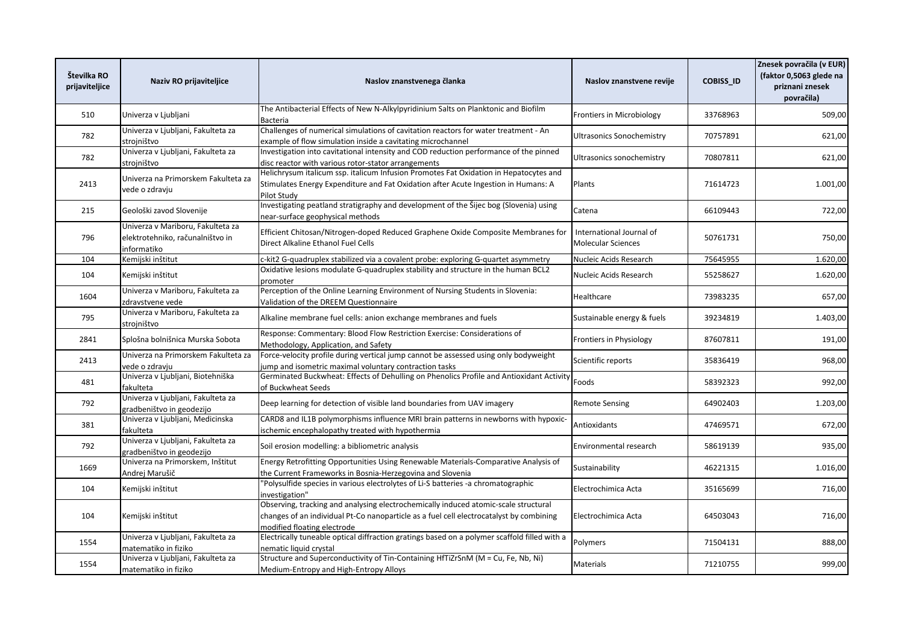| Številka RO prijaviteljice | Naziv RO prijaviteljice | Naslov znanstvenega članka | Naslov znanstvene revije | COBISS_ID | Znesek povračila (v EUR) (faktor 0,5063 glede na priznani znesek povračila) |
|---|---|---|---|---|---|
| 510 | Univerza v Ljubljani | The Antibacterial Effects of New N-Alkylpyridinium Salts on Planktonic and Biofilm Bacteria | Frontiers in Microbiology | 33768963 | 509,00 |
| 782 | Univerza v Ljubljani, Fakulteta za strojništvo | Challenges of numerical simulations of cavitation reactors for water treatment - An example of flow simulation inside a cavitating microchannel | Ultrasonics Sonochemistry | 70757891 | 621,00 |
| 782 | Univerza v Ljubljani, Fakulteta za strojništvo | Investigation into cavitational intensity and COD reduction performance of the pinned disc reactor with various rotor-stator arrangements | Ultrasonics sonochemistry | 70807811 | 621,00 |
| 2413 | Univerza na Primorskem Fakulteta za vede o zdravju | Helichrysum italicum ssp. italicum Infusion Promotes Fat Oxidation in Hepatocytes and Stimulates Energy Expenditure and Fat Oxidation after Acute Ingestion in Humans: A Pilot Study | Plants | 71614723 | 1.001,00 |
| 215 | Geološki zavod Slovenije | Investigating peatland stratigraphy and development of the Šijec bog (Slovenia) using near-surface geophysical methods | Catena | 66109443 | 722,00 |
| 796 | Univerza v Mariboru, Fakulteta za elektrotehniko, računalništvo in informatiko | Efficient Chitosan/Nitrogen-doped Reduced Graphene Oxide Composite Membranes for Direct Alkaline Ethanol Fuel Cells | International Journal of Molecular Sciences | 50761731 | 750,00 |
| 104 | Kemijski inštitut | c-kit2 G-quadruplex stabilized via a covalent probe: exploring G-quartet asymmetry | Nucleic Acids Research | 75645955 | 1.620,00 |
| 104 | Kemijski inštitut | Oxidative lesions modulate G-quadruplex stability and structure in the human BCL2 promoter | Nucleic Acids Research | 55258627 | 1.620,00 |
| 1604 | Univerza v Mariboru, Fakulteta za zdravstvene vede | Perception of the Online Learning Environment of Nursing Students in Slovenia: Validation of the DREEM Questionnaire | Healthcare | 73983235 | 657,00 |
| 795 | Univerza v Mariboru, Fakulteta za strojništvo | Alkaline membrane fuel cells: anion exchange membranes and fuels | Sustainable energy & fuels | 39234819 | 1.403,00 |
| 2841 | Splošna bolnišnica Murska Sobota | Response: Commentary: Blood Flow Restriction Exercise: Considerations of Methodology, Application, and Safety | Frontiers in Physiology | 87607811 | 191,00 |
| 2413 | Univerza na Primorskem Fakulteta za vede o zdravju | Force-velocity profile during vertical jump cannot be assessed using only bodyweight jump and isometric maximal voluntary contraction tasks | Scientific reports | 35836419 | 968,00 |
| 481 | Univerza v Ljubljani, Biotehniška fakulteta | Germinated Buckwheat: Effects of Dehulling on Phenolics Profile and Antioxidant Activity of Buckwheat Seeds | Foods | 58392323 | 992,00 |
| 792 | Univerza v Ljubljani, Fakulteta za gradbeništvo in geodezijo | Deep learning for detection of visible land boundaries from UAV imagery | Remote Sensing | 64902403 | 1.203,00 |
| 381 | Univerza v Ljubljani, Medicinska fakulteta | CARD8 and IL1B polymorphisms influence MRI brain patterns in newborns with hypoxic-ischemic encephalopathy treated with hypothermia | Antioxidants | 47469571 | 672,00 |
| 792 | Univerza v Ljubljani, Fakulteta za gradbeništvo in geodezijo | Soil erosion modelling: a bibliometric analysis | Environmental research | 58619139 | 935,00 |
| 1669 | Univerza na Primorskem, Inštitut Andrej Marušič | Energy Retrofitting Opportunities Using Renewable Materials-Comparative Analysis of the Current Frameworks in Bosnia-Herzegovina and Slovenia | Sustainability | 46221315 | 1.016,00 |
| 104 | Kemijski inštitut | "Polysulfide species in various electrolytes of Li-S batteries -a chromatographic investigation" | Electrochimica Acta | 35165699 | 716,00 |
| 104 | Kemijski inštitut | Observing, tracking and analysing electrochemically induced atomic-scale structural changes of an individual Pt-Co nanoparticle as a fuel cell electrocatalyst by combining modified floating electrode | Electrochimica Acta | 64503043 | 716,00 |
| 1554 | Univerza v Ljubljani, Fakulteta za matematiko in fiziko | Electrically tuneable optical diffraction gratings based on a polymer scaffold filled with a nematic liquid crystal | Polymers | 71504131 | 888,00 |
| 1554 | Univerza v Ljubljani, Fakulteta za matematiko in fiziko | Structure and Superconductivity of Tin-Containing HfTiZrSnM (M = Cu, Fe, Nb, Ni) Medium-Entropy and High-Entropy Alloys | Materials | 71210755 | 999,00 |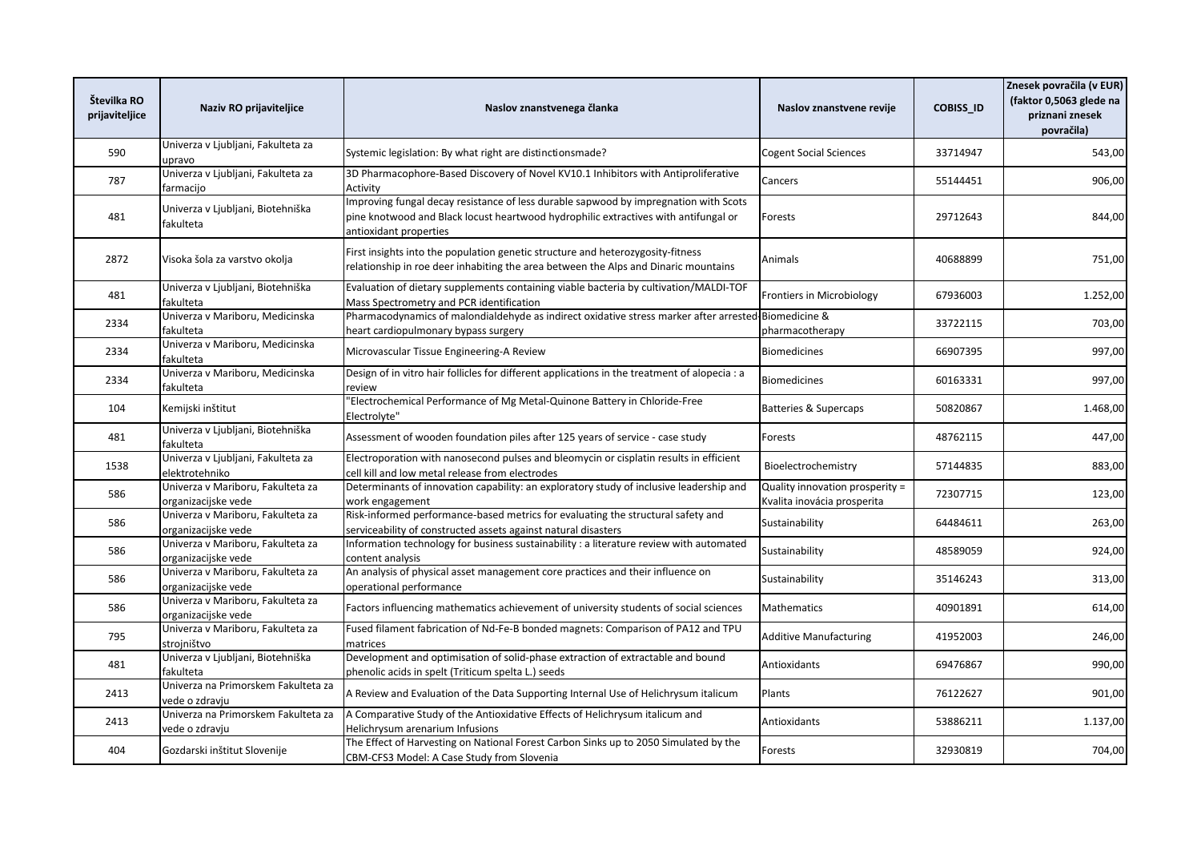| Številka RO prijaviteljice | Naziv RO prijaviteljice | Naslov znanstvenega članka | Naslov znanstvene revije | COBISS_ID | Znesek povračila (v EUR) (faktor 0,5063 glede na priznani znesek povračila) |
|---|---|---|---|---|---|
| 590 | Univerza v Ljubljani, Fakulteta za upravo | Systemic legislation: By what right are distinctionsmade? | Cogent Social Sciences | 33714947 | 543,00 |
| 787 | Univerza v Ljubljani, Fakulteta za farmacijo | 3D Pharmacophore-Based Discovery of Novel KV10.1 Inhibitors with Antiproliferative Activity | Cancers | 55144451 | 906,00 |
| 481 | Univerza v Ljubljani, Biotehniška fakulteta | Improving fungal decay resistance of less durable sapwood by impregnation with Scots pine knotwood and Black locust heartwood hydrophilic extractives with antifungal or antioxidant properties | Forests | 29712643 | 844,00 |
| 2872 | Visoka šola za varstvo okolja | First insights into the population genetic structure and heterozygosity-fitness relationship in roe deer inhabiting the area between the Alps and Dinaric mountains | Animals | 40688899 | 751,00 |
| 481 | Univerza v Ljubljani, Biotehniška fakulteta | Evaluation of dietary supplements containing viable bacteria by cultivation/MALDI-TOF Mass Spectrometry and PCR identification | Frontiers in Microbiology | 67936003 | 1.252,00 |
| 2334 | Univerza v Mariboru, Medicinska fakulteta | Pharmacodynamics of malondialdehyde as indirect oxidative stress marker after arrested-heart cardiopulmonary bypass surgery | Biomedicine & pharmacotherapy | 33722115 | 703,00 |
| 2334 | Univerza v Mariboru, Medicinska fakulteta | Microvascular Tissue Engineering-A Review | Biomedicines | 66907395 | 997,00 |
| 2334 | Univerza v Mariboru, Medicinska fakulteta | Design of in vitro hair follicles for different applications in the treatment of alopecia : a review | Biomedicines | 60163331 | 997,00 |
| 104 | Kemijski inštitut | "Electrochemical Performance of Mg Metal-Quinone Battery in Chloride-Free Electrolyte" | Batteries & Supercaps | 50820867 | 1.468,00 |
| 481 | Univerza v Ljubljani, Biotehniška fakulteta | Assessment of wooden foundation piles after 125 years of service - case study | Forests | 48762115 | 447,00 |
| 1538 | Univerza v Ljubljani, Fakulteta za elektrotehniko | Electroporation with nanosecond pulses and bleomycin or cisplatin results in efficient cell kill and low metal release from electrodes | Bioelectrochemistry | 57144835 | 883,00 |
| 586 | Univerza v Mariboru, Fakulteta za organizacijske vede | Determinants of innovation capability: an exploratory study of inclusive leadership and work engagement | Quality innovation prosperity = Kvalita inovácia prosperita | 72307715 | 123,00 |
| 586 | Univerza v Mariboru, Fakulteta za organizacijske vede | Risk-informed performance-based metrics for evaluating the structural safety and serviceability of constructed assets against natural disasters | Sustainability | 64484611 | 263,00 |
| 586 | Univerza v Mariboru, Fakulteta za organizacijske vede | Information technology for business sustainability : a literature review with automated content analysis | Sustainability | 48589059 | 924,00 |
| 586 | Univerza v Mariboru, Fakulteta za organizacijske vede | An analysis of physical asset management core practices and their influence on operational performance | Sustainability | 35146243 | 313,00 |
| 586 | Univerza v Mariboru, Fakulteta za organizacijske vede | Factors influencing mathematics achievement of university students of social sciences | Mathematics | 40901891 | 614,00 |
| 795 | Univerza v Mariboru, Fakulteta za strojništvo | Fused filament fabrication of Nd-Fe-B bonded magnets: Comparison of PA12 and TPU matrices | Additive Manufacturing | 41952003 | 246,00 |
| 481 | Univerza v Ljubljani, Biotehniška fakulteta | Development and optimisation of solid-phase extraction of extractable and bound phenolic acids in spelt (Triticum spelta L.) seeds | Antioxidants | 69476867 | 990,00 |
| 2413 | Univerza na Primorskem Fakulteta za vede o zdravju | A Review and Evaluation of the Data Supporting Internal Use of Helichrysum italicum | Plants | 76122627 | 901,00 |
| 2413 | Univerza na Primorskem Fakulteta za vede o zdravju | A Comparative Study of the Antioxidative Effects of Helichrysum italicum and Helichrysum arenarium Infusions | Antioxidants | 53886211 | 1.137,00 |
| 404 | Gozdarski inštitut Slovenije | The Effect of Harvesting on National Forest Carbon Sinks up to 2050 Simulated by the CBM-CFS3 Model: A Case Study from Slovenia | Forests | 32930819 | 704,00 |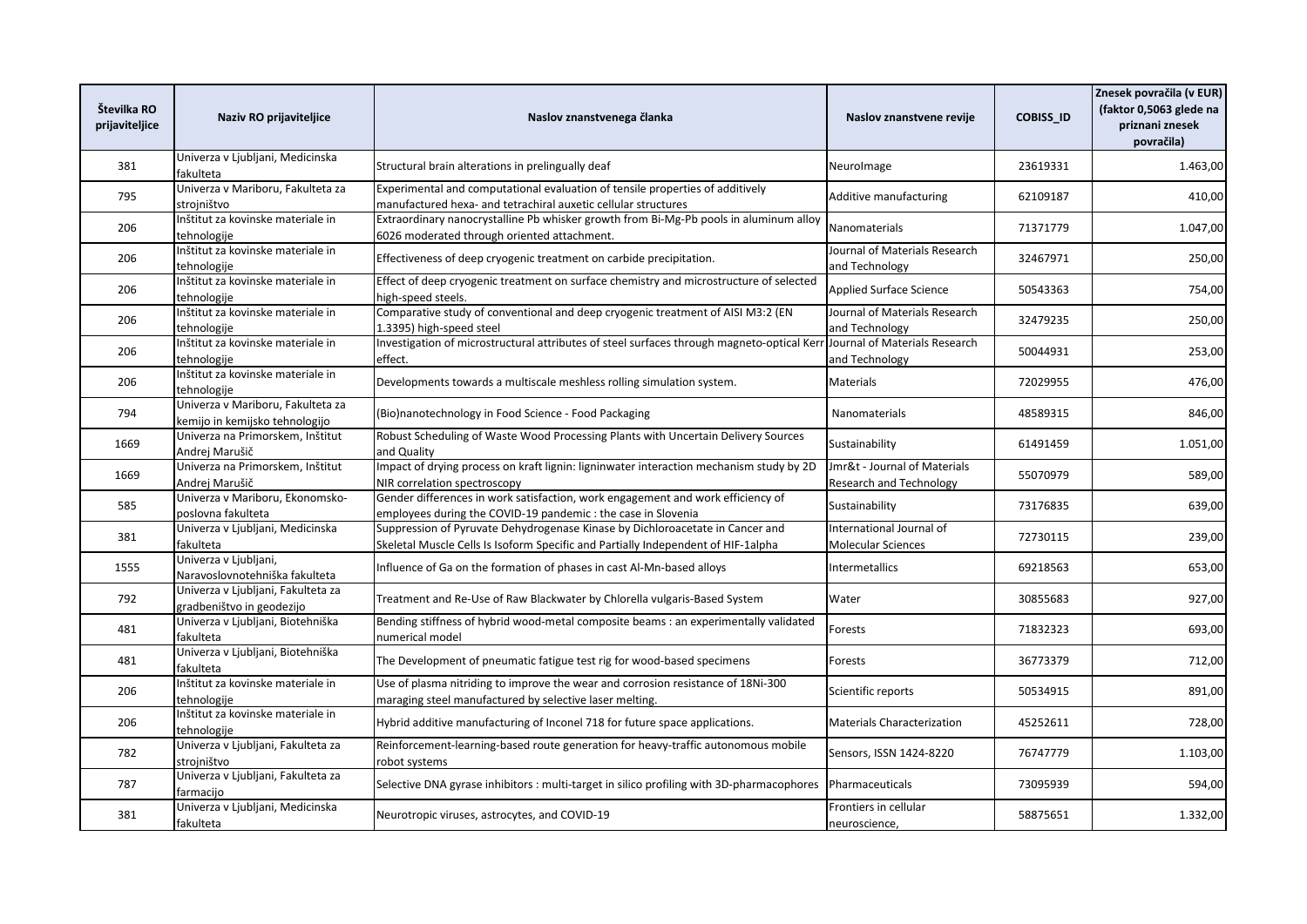| Številka RO prijaviteljice | Naziv RO prijaviteljice | Naslov znanstvenega članka | Naslov znanstvene revije | COBISS_ID | Znesek povračila (v EUR) (faktor 0,5063 glede na priznani znesek povračila) |
|---|---|---|---|---|---|
| 381 | Univerza v Ljubljani, Medicinska fakulteta | Structural brain alterations in prelingually deaf | NeuroImage | 23619331 | 1.463,00 |
| 795 | Univerza v Mariboru, Fakulteta za strojništvo | Experimental and computational evaluation of tensile properties of additively manufactured hexa- and tetrachiral auxetic cellular structures | Additive manufacturing | 62109187 | 410,00 |
| 206 | Inštitut za kovinske materiale in tehnologije | Extraordinary nanocrystalline Pb whisker growth from Bi-Mg-Pb pools in aluminum alloy 6026 moderated through oriented attachment. | Nanomaterials | 71371779 | 1.047,00 |
| 206 | Inštitut za kovinske materiale in tehnologije | Effectiveness of deep cryogenic treatment on carbide precipitation. | Journal of Materials Research and Technology | 32467971 | 250,00 |
| 206 | Inštitut za kovinske materiale in tehnologije | Effect of deep cryogenic treatment on surface chemistry and microstructure of selected high-speed steels. | Applied Surface Science | 50543363 | 754,00 |
| 206 | Inštitut za kovinske materiale in tehnologije | Comparative study of conventional and deep cryogenic treatment of AISI M3:2 (EN 1.3395) high-speed steel | Journal of Materials Research and Technology | 32479235 | 250,00 |
| 206 | Inštitut za kovinske materiale in tehnologije | Investigation of microstructural attributes of steel surfaces through magneto-optical Kerr effect. | Journal of Materials Research and Technology | 50044931 | 253,00 |
| 206 | Inštitut za kovinske materiale in tehnologije | Developments towards a multiscale meshless rolling simulation system. | Materials | 72029955 | 476,00 |
| 794 | Univerza v Mariboru, Fakulteta za kemijo in kemijsko tehnologijo | (Bio)nanotechnology in Food Science - Food Packaging | Nanomaterials | 48589315 | 846,00 |
| 1669 | Univerza na Primorskem, Inštitut Andrej Marušič | Robust Scheduling of Waste Wood Processing Plants with Uncertain Delivery Sources and Quality | Sustainability | 61491459 | 1.051,00 |
| 1669 | Univerza na Primorskem, Inštitut Andrej Marušič | Impact of drying process on kraft lignin: ligninwater interaction mechanism study by 2D NIR correlation spectroscopy | Jmr&t - Journal of Materials Research and Technology | 55070979 | 589,00 |
| 585 | Univerza v Mariboru, Ekonomsko-poslovna fakulteta | Gender differences in work satisfaction, work engagement and work efficiency of employees during the COVID-19 pandemic : the case in Slovenia | Sustainability | 73176835 | 639,00 |
| 381 | Univerza v Ljubljani, Medicinska fakulteta | Suppression of Pyruvate Dehydrogenase Kinase by Dichloroacetate in Cancer and Skeletal Muscle Cells Is Isoform Specific and Partially Independent of HIF-1alpha | International Journal of Molecular Sciences | 72730115 | 239,00 |
| 1555 | Univerza v Ljubljani, Naravoslovnotehniška fakulteta | Influence of Ga on the formation of phases in cast Al-Mn-based alloys | Intermetallics | 69218563 | 653,00 |
| 792 | Univerza v Ljubljani, Fakulteta za gradbeništvo in geodezijo | Treatment and Re-Use of Raw Blackwater by Chlorella vulgaris-Based System | Water | 30855683 | 927,00 |
| 481 | Univerza v Ljubljani, Biotehniška fakulteta | Bending stiffness of hybrid wood-metal composite beams : an experimentally validated numerical model | Forests | 71832323 | 693,00 |
| 481 | Univerza v Ljubljani, Biotehniška fakulteta | The Development of pneumatic fatigue test rig for wood-based specimens | Forests | 36773379 | 712,00 |
| 206 | Inštitut za kovinske materiale in tehnologije | Use of plasma nitriding to improve the wear and corrosion resistance of 18Ni-300 maraging steel manufactured by selective laser melting. | Scientific reports | 50534915 | 891,00 |
| 206 | Inštitut za kovinske materiale in tehnologije | Hybrid additive manufacturing of Inconel 718 for future space applications. | Materials Characterization | 45252611 | 728,00 |
| 782 | Univerza v Ljubljani, Fakulteta za strojništvo | Reinforcement-learning-based route generation for heavy-traffic autonomous mobile robot systems | Sensors, ISSN 1424-8220 | 76747779 | 1.103,00 |
| 787 | Univerza v Ljubljani, Fakulteta za farmacijo | Selective DNA gyrase inhibitors : multi-target in silico profiling with 3D-pharmacophores | Pharmaceuticals | 73095939 | 594,00 |
| 381 | Univerza v Ljubljani, Medicinska fakulteta | Neurotropic viruses, astrocytes, and COVID-19 | Frontiers in cellular neuroscience, | 58875651 | 1.332,00 |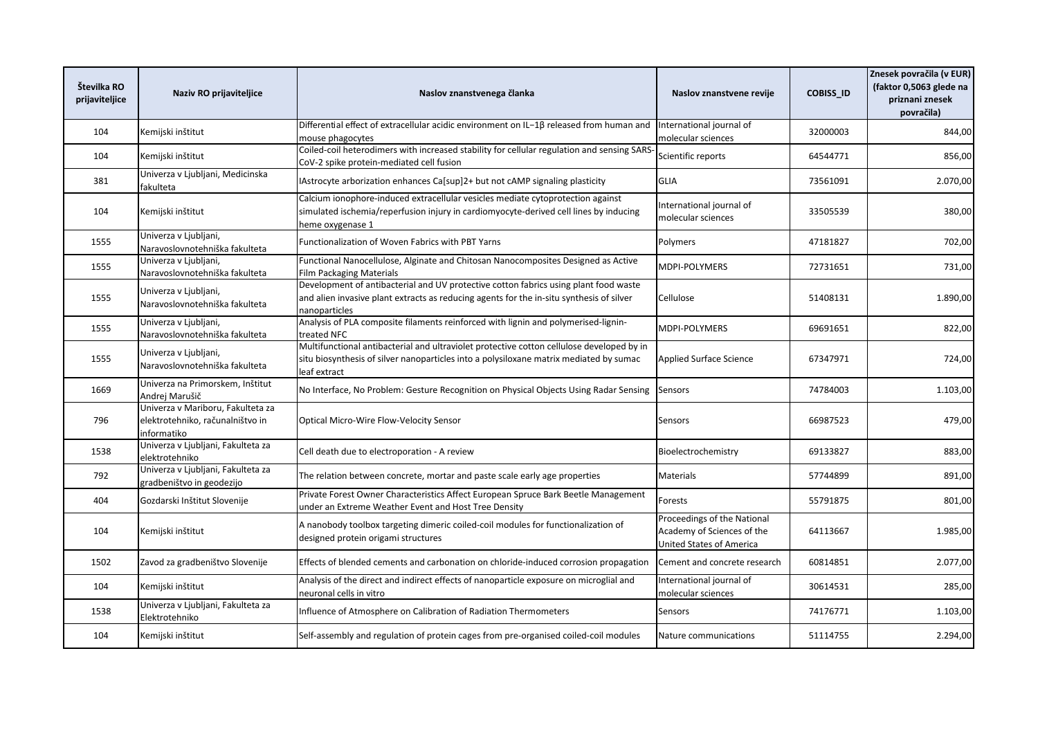| Številka RO prijaviteljice | Naziv RO prijaviteljice | Naslov znanstvenega članka | Naslov znanstvene revije | COBISS_ID | Znesek povračila (v EUR) (faktor 0,5063 glede na priznani znesek povračila) |
|---|---|---|---|---|---|
| 104 | Kemijski inštitut | Differential effect of extracellular acidic environment on IL–1β released from human and mouse phagocytes | International journal of molecular sciences | 32000003 | 844,00 |
| 104 | Kemijski inštitut | Coiled-coil heterodimers with increased stability for cellular regulation and sensing SARS-CoV-2 spike protein-mediated cell fusion | Scientific reports | 64544771 | 856,00 |
| 381 | Univerza v Ljubljani, Medicinska fakulteta | IAstrocyte arborization enhances Ca[sup]2+ but not cAMP signaling plasticity | GLIA | 73561091 | 2.070,00 |
| 104 | Kemijski inštitut | Calcium ionophore-induced extracellular vesicles mediate cytoprotection against simulated ischemia/reperfusion injury in cardiomyocyte-derived cell lines by inducing heme oxygenase 1 | International journal of molecular sciences | 33505539 | 380,00 |
| 1555 | Univerza v Ljubljani, Naravoslovnotehniška fakulteta | Functionalization of Woven Fabrics with PBT Yarns | Polymers | 47181827 | 702,00 |
| 1555 | Univerza v Ljubljani, Naravoslovnotehniška fakulteta | Functional Nanocellulose, Alginate and Chitosan Nanocomposites Designed as Active Film Packaging Materials | MDPI-POLYMERS | 72731651 | 731,00 |
| 1555 | Univerza v Ljubljani, Naravoslovnotehniška fakulteta | Development of antibacterial and UV protective cotton fabrics using plant food waste and alien invasive plant extracts as reducing agents for the in-situ synthesis of silver nanoparticles | Cellulose | 51408131 | 1.890,00 |
| 1555 | Univerza v Ljubljani, Naravoslovnotehniška fakulteta | Analysis of PLA composite filaments reinforced with lignin and polymerised-lignin-treated NFC | MDPI-POLYMERS | 69691651 | 822,00 |
| 1555 | Univerza v Ljubljani, Naravoslovnotehniška fakulteta | Multifunctional antibacterial and ultraviolet protective cotton cellulose developed by in situ biosynthesis of silver nanoparticles into a polysiloxane matrix mediated by sumac leaf extract | Applied Surface Science | 67347971 | 724,00 |
| 1669 | Univerza na Primorskem, Inštitut Andrej Marušič | No Interface, No Problem: Gesture Recognition on Physical Objects Using Radar Sensing | Sensors | 74784003 | 1.103,00 |
| 796 | Univerza v Mariboru, Fakulteta za elektrotehniko, računalništvo in informatiko | Optical Micro-Wire Flow-Velocity Sensor | Sensors | 66987523 | 479,00 |
| 1538 | Univerza v Ljubljani, Fakulteta za elektrotehniko | Cell death due to electroporation - A review | Bioelectrochemistry | 69133827 | 883,00 |
| 792 | Univerza v Ljubljani, Fakulteta za gradbeništvo in geodezijo | The relation between concrete, mortar and paste scale early age properties | Materials | 57744899 | 891,00 |
| 404 | Gozdarski Inštitut Slovenije | Private Forest Owner Characteristics Affect European Spruce Bark Beetle Management under an Extreme Weather Event and Host Tree Density | Forests | 55791875 | 801,00 |
| 104 | Kemijski inštitut | A nanobody toolbox targeting dimeric coiled-coil modules for functionalization of designed protein origami structures | Proceedings of the National Academy of Sciences of the United States of America | 64113667 | 1.985,00 |
| 1502 | Zavod za gradbeništvo Slovenije | Effects of blended cements and carbonation on chloride-induced corrosion propagation | Cement and concrete research | 60814851 | 2.077,00 |
| 104 | Kemijski inštitut | Analysis of the direct and indirect effects of nanoparticle exposure on microglial and neuronal cells in vitro | International journal of molecular sciences | 30614531 | 285,00 |
| 1538 | Univerza v Ljubljani, Fakulteta za Elektrotehniko | Influence of Atmosphere on Calibration of Radiation Thermometers | Sensors | 74176771 | 1.103,00 |
| 104 | Kemijski inštitut | Self-assembly and regulation of protein cages from pre-organised coiled-coil modules | Nature communications | 51114755 | 2.294,00 |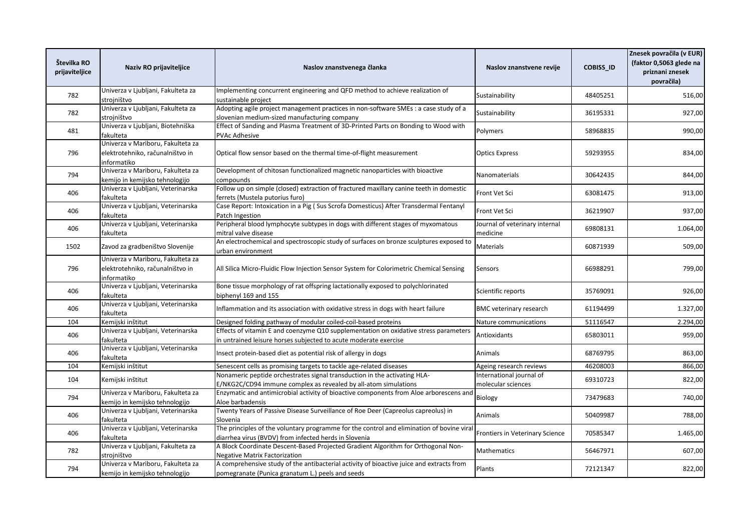| Številka RO prijaviteljice | Naziv RO prijaviteljice | Naslov znanstvenega članka | Naslov znanstvene revije | COBISS_ID | Znesek povračila (v EUR) (faktor 0,5063 glede na priznani znesek povračila) |
|---|---|---|---|---|---|
| 782 | Univerza v Ljubljani, Fakulteta za strojništvo | Implementing concurrent engineering and QFD method to achieve realization of sustainable project | Sustainability | 48405251 | 516,00 |
| 782 | Univerza v Ljubljani, Fakulteta za strojništvo | Adopting agile project management practices in non-software SMEs : a case study of a slovenian medium-sized manufacturing company | Sustainability | 36195331 | 927,00 |
| 481 | Univerza v Ljubljani, Biotehniška fakulteta | Effect of Sanding and Plasma Treatment of 3D-Printed Parts on Bonding to Wood with PVAc Adhesive | Polymers | 58968835 | 990,00 |
| 796 | Univerza v Mariboru, Fakulteta za elektrotehniko, računalništvo in informatiko | Optical flow sensor based on the thermal time-of-flight measurement | Optics Express | 59293955 | 834,00 |
| 794 | Univerza v Mariboru, Fakulteta za kemijo in kemijsko tehnologijo | Development of chitosan functionalized magnetic nanoparticles with bioactive compounds | Nanomaterials | 30642435 | 844,00 |
| 406 | Univerza v Ljubljani, Veterinarska fakulteta | Follow up on simple (closed) extraction of fractured maxillary canine teeth in domestic ferrets (Mustela putorius furo) | Front Vet Sci | 63081475 | 913,00 |
| 406 | Univerza v Ljubljani, Veterinarska fakulteta | Case Report: Intoxication in a Pig ( Sus Scrofa Domesticus) After Transdermal Fentanyl Patch Ingestion | Front Vet Sci | 36219907 | 937,00 |
| 406 | Univerza v Ljubljani, Veterinarska fakulteta | Peripheral blood lymphocyte subtypes in dogs with different stages of myxomatous mitral valve disease | Journal of veterinary internal medicine | 69808131 | 1.064,00 |
| 1502 | Zavod za gradbeništvo Slovenije | An electrochemical and spectroscopic study of surfaces on bronze sculptures exposed to urban environment | Materials | 60871939 | 509,00 |
| 796 | Univerza v Mariboru, Fakulteta za elektrotehniko, računalništvo in informatiko | All Silica Micro-Fluidic Flow Injection Sensor System for Colorimetric Chemical Sensing | Sensors | 66988291 | 799,00 |
| 406 | Univerza v Ljubljani, Veterinarska fakulteta | Bone tissue morphology of rat offspring lactationally exposed to polychlorinated biphenyl 169 and 155 | Scientific reports | 35769091 | 926,00 |
| 406 | Univerza v Ljubljani, Veterinarska fakulteta | Inflammation and its association with oxidative stress in dogs with heart failure | BMC veterinary research | 61194499 | 1.327,00 |
| 104 | Kemijski inštitut | Designed folding pathway of modular coiled-coil-based proteins | Nature communications | 51116547 | 2.294,00 |
| 406 | Univerza v Ljubljani, Veterinarska fakulteta | Effects of vitamin E and coenzyme Q10 supplementation on oxidative stress parameters in untrained leisure horses subjected to acute moderate exercise | Antioxidants | 65803011 | 959,00 |
| 406 | Univerza v Ljubljani, Veterinarska fakulteta | Insect protein-based diet as potential risk of allergy in dogs | Animals | 68769795 | 863,00 |
| 104 | Kemijski inštitut | Senescent cells as promising targets to tackle age-related diseases | Ageing research reviews | 46208003 | 866,00 |
| 104 | Kemijski inštitut | Nonameric peptide orchestrates signal transduction in the activating HLA-E/NKG2C/CD94 immune complex as revealed by all-atom simulations | International journal of molecular sciences | 69310723 | 822,00 |
| 794 | Univerza v Mariboru, Fakulteta za kemijo in kemijsko tehnologijo | Enzymatic and antimicrobial activity of bioactive components from Aloe arborescens and Aloe barbadensis | Biology | 73479683 | 740,00 |
| 406 | Univerza v Ljubljani, Veterinarska fakulteta | Twenty Years of Passive Disease Surveillance of Roe Deer (Capreolus capreolus) in Slovenia | Animals | 50409987 | 788,00 |
| 406 | Univerza v Ljubljani, Veterinarska fakulteta | The principles of the voluntary programme for the control and elimination of bovine viral diarrhea virus (BVDV) from infected herds in Slovenia | Frontiers in Veterinary Science | 70585347 | 1.465,00 |
| 782 | Univerza v Ljubljani, Fakulteta za strojništvo | A Block Coordinate Descent-Based Projected Gradient Algorithm for Orthogonal Non-Negative Matrix Factorization | Mathematics | 56467971 | 607,00 |
| 794 | Univerza v Mariboru, Fakulteta za kemijo in kemijsko tehnologijo | A comprehensive study of the antibacterial activity of bioactive juice and extracts from pomegranate (Punica granatum L.) peels and seeds | Plants | 72121347 | 822,00 |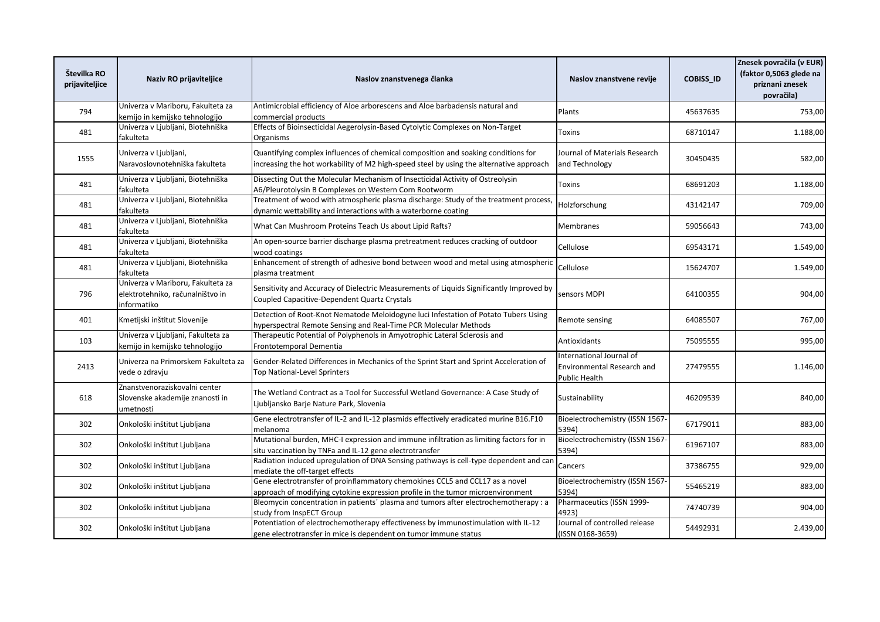| Številka RO prijaviteljice | Naziv RO prijaviteljice | Naslov znanstvenega članka | Naslov znanstvene revije | COBISS_ID | Znesek povračila (v EUR) (faktor 0,5063 glede na priznani znesek povračila) |
|---|---|---|---|---|---|
| 794 | Univerza v Mariboru, Fakulteta za kemijo in kemijsko tehnologijo | Antimicrobial efficiency of Aloe arborescens and Aloe barbadensis natural and commercial products | Plants | 45637635 | 753,00 |
| 481 | Univerza v Ljubljani, Biotehniška fakulteta | Effects of Bioinsecticidal Aegerolysin-Based Cytolytic Complexes on Non-Target Organisms | Toxins | 68710147 | 1.188,00 |
| 1555 | Univerza v Ljubljani, Naravoslovnotehniška fakulteta | Quantifying complex influences of chemical composition and soaking conditions for increasing the hot workability of M2 high-speed steel by using the alternative approach | Journal of Materials Research and Technology | 30450435 | 582,00 |
| 481 | Univerza v Ljubljani, Biotehniška fakulteta | Dissecting Out the Molecular Mechanism of Insecticidal Activity of Ostreolysin A6/Pleurotolysin B Complexes on Western Corn Rootworm | Toxins | 68691203 | 1.188,00 |
| 481 | Univerza v Ljubljani, Biotehniška fakulteta | Treatment of wood with atmospheric plasma discharge: Study of the treatment process, dynamic wettability and interactions with a waterborne coating | Holzforschung | 43142147 | 709,00 |
| 481 | Univerza v Ljubljani, Biotehniška fakulteta | What Can Mushroom Proteins Teach Us about Lipid Rafts? | Membranes | 59056643 | 743,00 |
| 481 | Univerza v Ljubljani, Biotehniška fakulteta | An open-source barrier discharge plasma pretreatment reduces cracking of outdoor wood coatings | Cellulose | 69543171 | 1.549,00 |
| 481 | Univerza v Ljubljani, Biotehniška fakulteta | Enhancement of strength of adhesive bond between wood and metal using atmospheric plasma treatment | Cellulose | 15624707 | 1.549,00 |
| 796 | Univerza v Mariboru, Fakulteta za elektrotehniko, računalništvo in informatiko | Sensitivity and Accuracy of Dielectric Measurements of Liquids Significantly Improved by Coupled Capacitive-Dependent Quartz Crystals | sensors MDPI | 64100355 | 904,00 |
| 401 | Kmetijski inštitut Slovenije | Detection of Root-Knot Nematode Meloidogyne luci Infestation of Potato Tubers Using hyperspectral Remote Sensing and Real-Time PCR Molecular Methods | Remote sensing | 64085507 | 767,00 |
| 103 | Univerza v Ljubljani, Fakulteta za kemijo in kemijsko tehnologijo | Therapeutic Potential of Polyphenols in Amyotrophic Lateral Sclerosis and Frontotemporal Dementia | Antioxidants | 75095555 | 995,00 |
| 2413 | Univerza na Primorskem Fakulteta za vede o zdravju | Gender-Related Differences in Mechanics of the Sprint Start and Sprint Acceleration of Top National-Level Sprinters | International Journal of Environmental Research and Public Health | 27479555 | 1.146,00 |
| 618 | Znanstvenoraziskovalni center Slovenske akademije znanosti in umetnosti | The Wetland Contract as a Tool for Successful Wetland Governance: A Case Study of Ljubljansko Barje Nature Park, Slovenia | Sustainability | 46209539 | 840,00 |
| 302 | Onkološki inštitut Ljubljana | Gene electrotransfer of IL-2 and IL-12 plasmids effectively eradicated murine B16.F10 melanoma | Bioelectrochemistry (ISSN 1567-5394) | 67179011 | 883,00 |
| 302 | Onkološki inštitut Ljubljana | Mutational burden, MHC-I expression and immune infiltration as limiting factors for in situ vaccination by TNFa and IL-12 gene electrotransfer | Bioelectrochemistry (ISSN 1567-5394) | 61967107 | 883,00 |
| 302 | Onkološki inštitut Ljubljana | Radiation induced upregulation of DNA Sensing pathways is cell-type dependent and can mediate the off-target effects | Cancers | 37386755 | 929,00 |
| 302 | Onkološki inštitut Ljubljana | Gene electrotransfer of proinflammatory chemokines CCL5 and CCL17 as a novel approach of modifying cytokine expression profile in the tumor microenvironment | Bioelectrochemistry (ISSN 1567-5394) | 55465219 | 883,00 |
| 302 | Onkološki inštitut Ljubljana | Bleomycin concentration in patients´ plasma and tumors after electrochemotherapy : a study from InspECT Group | Pharmaceutics (ISSN 1999-4923) | 74740739 | 904,00 |
| 302 | Onkološki inštitut Ljubljana | Potentiation of electrochemotherapy effectiveness by immunostimulation with IL-12 gene electrotransfer in mice is dependent on tumor immune status | Journal of controlled release (ISSN 0168-3659) | 54492931 | 2.439,00 |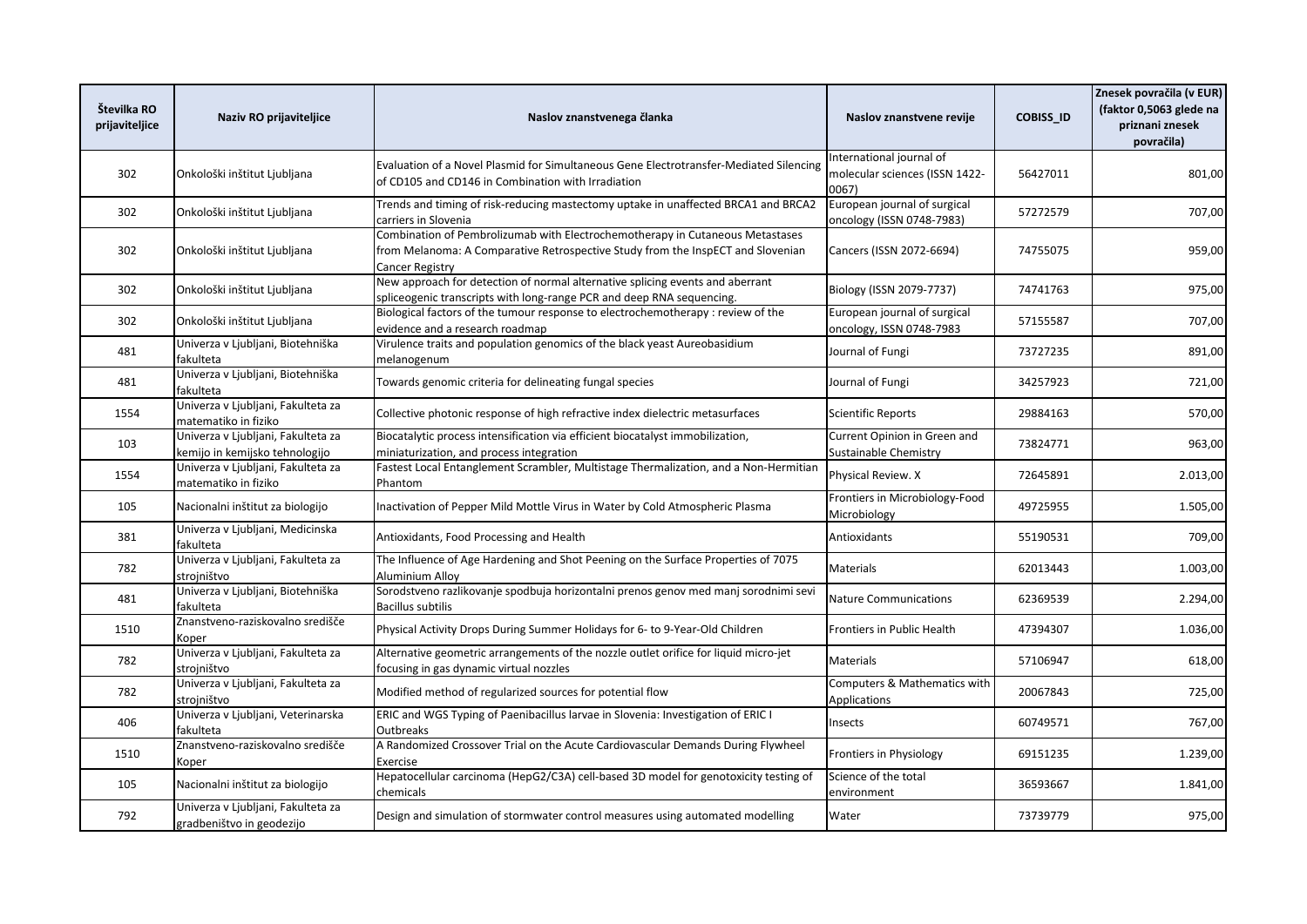| Številka RO prijaviteljice | Naziv RO prijaviteljice | Naslov znanstvenega članka | Naslov znanstvene revije | COBISS_ID | Znesek povračila (v EUR) (faktor 0,5063 glede na priznani znesek povračila) |
|---|---|---|---|---|---|
| 302 | Onkološki inštitut Ljubljana | Evaluation of a Novel Plasmid for Simultaneous Gene Electrotransfer-Mediated Silencing of CD105 and CD146 in Combination with Irradiation | International journal of molecular sciences (ISSN 1422-0067) | 56427011 | 801,00 |
| 302 | Onkološki inštitut Ljubljana | Trends and timing of risk-reducing mastectomy uptake in unaffected BRCA1 and BRCA2 carriers in Slovenia | European journal of surgical oncology (ISSN 0748-7983) | 57272579 | 707,00 |
| 302 | Onkološki inštitut Ljubljana | Combination of Pembrolizumab with Electrochemotherapy in Cutaneous Metastases from Melanoma: A Comparative Retrospective Study from the InspECT and Slovenian Cancer Registry | Cancers (ISSN 2072-6694) | 74755075 | 959,00 |
| 302 | Onkološki inštitut Ljubljana | New approach for detection of normal alternative splicing events and aberrant spliceogenic transcripts with long-range PCR and deep RNA sequencing. | Biology (ISSN 2079-7737) | 74741763 | 975,00 |
| 302 | Onkološki inštitut Ljubljana | Biological factors of the tumour response to electrochemotherapy : review of the evidence and a research roadmap | European journal of surgical oncology, ISSN 0748-7983 | 57155587 | 707,00 |
| 481 | Univerza v Ljubljani, Biotehniška fakulteta | Virulence traits and population genomics of the black yeast Aureobasidium melanogenum | Journal of Fungi | 73727235 | 891,00 |
| 481 | Univerza v Ljubljani, Biotehniška fakulteta | Towards genomic criteria for delineating fungal species | Journal of Fungi | 34257923 | 721,00 |
| 1554 | Univerza v Ljubljani, Fakulteta za matematiko in fiziko | Collective photonic response of high refractive index dielectric metasurfaces | Scientific Reports | 29884163 | 570,00 |
| 103 | Univerza v Ljubljani, Fakulteta za kemijo in kemijsko tehnologijo | Biocatalytic process intensification via efficient biocatalyst immobilization, miniaturization, and process integration | Current Opinion in Green and Sustainable Chemistry | 73824771 | 963,00 |
| 1554 | Univerza v Ljubljani, Fakulteta za matematiko in fiziko | Fastest Local Entanglement Scrambler, Multistage Thermalization, and a Non-Hermitian Phantom | Physical Review. X | 72645891 | 2.013,00 |
| 105 | Nacionalni inštitut za biologijo | Inactivation of Pepper Mild Mottle Virus in Water by Cold Atmospheric Plasma | Frontiers in Microbiology-Food Microbiology | 49725955 | 1.505,00 |
| 381 | Univerza v Ljubljani, Medicinska fakulteta | Antioxidants, Food Processing and Health | Antioxidants | 55190531 | 709,00 |
| 782 | Univerza v Ljubljani, Fakulteta za strojništvo | The Influence of Age Hardening and Shot Peening on the Surface Properties of 7075 Aluminium Alloy | Materials | 62013443 | 1.003,00 |
| 481 | Univerza v Ljubljani, Biotehniška fakulteta | Sorodstveno razlikovanje spodbuja horizontalni prenos genov med manj sorodnimi sevi Bacillus subtilis | Nature Communications | 62369539 | 2.294,00 |
| 1510 | Znanstveno-raziskovalno središče Koper | Physical Activity Drops During Summer Holidays for 6- to 9-Year-Old Children | Frontiers in Public Health | 47394307 | 1.036,00 |
| 782 | Univerza v Ljubljani, Fakulteta za strojništvo | Alternative geometric arrangements of the nozzle outlet orifice for liquid micro-jet focusing in gas dynamic virtual nozzles | Materials | 57106947 | 618,00 |
| 782 | Univerza v Ljubljani, Fakulteta za strojništvo | Modified method of regularized sources for potential flow | Computers & Mathematics with Applications | 20067843 | 725,00 |
| 406 | Univerza v Ljubljani, Veterinarska fakulteta | ERIC and WGS Typing of Paenibacillus larvae in Slovenia: Investigation of ERIC I Outbreaks | Insects | 60749571 | 767,00 |
| 1510 | Znanstveno-raziskovalno središče Koper | A Randomized Crossover Trial on the Acute Cardiovascular Demands During Flywheel Exercise | Frontiers in Physiology | 69151235 | 1.239,00 |
| 105 | Nacionalni inštitut za biologijo | Hepatocellular carcinoma (HepG2/C3A) cell-based 3D model for genotoxicity testing of chemicals | Science of the total environment | 36593667 | 1.841,00 |
| 792 | Univerza v Ljubljani, Fakulteta za gradbeništvo in geodezijo | Design and simulation of stormwater control measures using automated modelling | Water | 73739779 | 975,00 |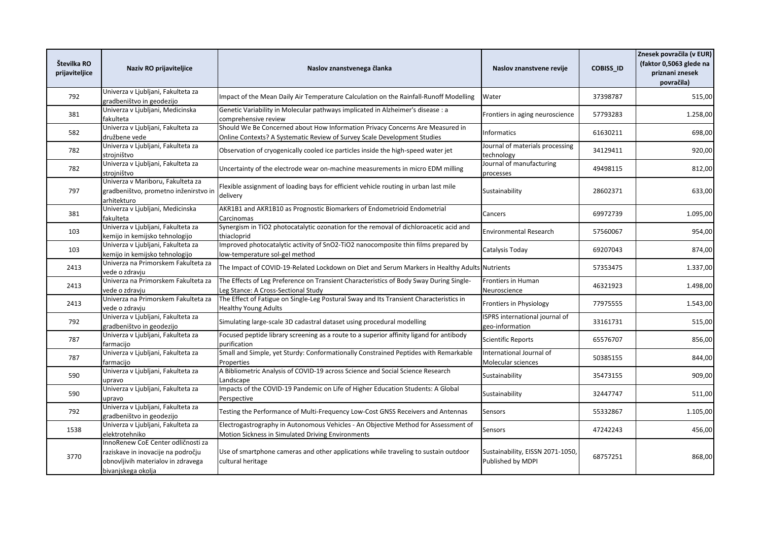| Številka RO prijaviteljice | Naziv RO prijaviteljice | Naslov znanstvenega članka | Naslov znanstvene revije | COBISS_ID | Znesek povračila (v EUR) (faktor 0,5063 glede na priznani znesek povračila) |
|---|---|---|---|---|---|
| 792 | Univerza v Ljubljani, Fakulteta za gradbeništvo in geodezijo | Impact of the Mean Daily Air Temperature Calculation on the Rainfall-Runoff Modelling | Water | 37398787 | 515,00 |
| 381 | Univerza v Ljubljani, Medicinska fakulteta | Genetic Variability in Molecular pathways implicated in Alzheimer's disease : a comprehensive review | Frontiers in aging neuroscience | 57793283 | 1.258,00 |
| 582 | Univerza v Ljubljani, Fakulteta za družbene vede | Should We Be Concerned about How Information Privacy Concerns Are Measured in Online Contexts? A Systematic Review of Survey Scale Development Studies | Informatics | 61630211 | 698,00 |
| 782 | Univerza v Ljubljani, Fakulteta za strojništvo | Observation of cryogenically cooled ice particles inside the high-speed water jet | Journal of materials processing technology | 34129411 | 920,00 |
| 782 | Univerza v Ljubljani, Fakulteta za strojništvo | Uncertainty of the electrode wear on-machine measurements in micro EDM milling | Journal of manufacturing processes | 49498115 | 812,00 |
| 797 | Univerza v Mariboru, Fakulteta za gradbeništvo, prometno inženirstvo in arhitekturo | Flexible assignment of loading bays for efficient vehicle routing in urban last mile delivery | Sustainability | 28602371 | 633,00 |
| 381 | Univerza v Ljubljani, Medicinska fakulteta | AKR1B1 and AKR1B10 as Prognostic Biomarkers of Endometrioid Endometrial Carcinomas | Cancers | 69972739 | 1.095,00 |
| 103 | Univerza v Ljubljani, Fakulteta za kemijo in kemijsko tehnologijo | Synergism in TiO2 photocatalytic ozonation for the removal of dichloroacetic acid and thiacloprid | Environmental Research | 57560067 | 954,00 |
| 103 | Univerza v Ljubljani, Fakulteta za kemijo in kemijsko tehnologijo | Improved photocatalytic activity of SnO2-TiO2 nanocomposite thin films prepared by low-temperature sol-gel method | Catalysis Today | 69207043 | 874,00 |
| 2413 | Univerza na Primorskem Fakulteta za vede o zdravju | The Impact of COVID-19-Related Lockdown on Diet and Serum Markers in Healthy Adults | Nutrients | 57353475 | 1.337,00 |
| 2413 | Univerza na Primorskem Fakulteta za vede o zdravju | The Effects of Leg Preference on Transient Characteristics of Body Sway During Single-Leg Stance: A Cross-Sectional Study | Frontiers in Human Neuroscience | 46321923 | 1.498,00 |
| 2413 | Univerza na Primorskem Fakulteta za vede o zdravju | The Effect of Fatigue on Single-Leg Postural Sway and Its Transient Characteristics in Healthy Young Adults | Frontiers in Physiology | 77975555 | 1.543,00 |
| 792 | Univerza v Ljubljani, Fakulteta za gradbeništvo in geodezijo | Simulating large-scale 3D cadastral dataset using procedural modelling | ISPRS international journal of geo-information | 33161731 | 515,00 |
| 787 | Univerza v Ljubljani, Fakulteta za farmacijo | Focused peptide library screening as a route to a superior affinity ligand for antibody purification | Scientific Reports | 65576707 | 856,00 |
| 787 | Univerza v Ljubljani, Fakulteta za farmacijo | Small and Simple, yet Sturdy: Conformationally Constrained Peptides with Remarkable Properties | International Journal of Molecular sciences | 50385155 | 844,00 |
| 590 | Univerza v Ljubljani, Fakulteta za upravo | A Bibliometric Analysis of COVID-19 across Science and Social Science Research Landscape | Sustainability | 35473155 | 909,00 |
| 590 | Univerza v Ljubljani, Fakulteta za upravo | Impacts of the COVID-19 Pandemic on Life of Higher Education Students: A Global Perspective | Sustainability | 32447747 | 511,00 |
| 792 | Univerza v Ljubljani, Fakulteta za gradbeništvo in geodezijo | Testing the Performance of Multi-Frequency Low-Cost GNSS Receivers and Antennas | Sensors | 55332867 | 1.105,00 |
| 1538 | Univerza v Ljubljani, Fakulteta za elektrotehniko | Electrogastrography in Autonomous Vehicles - An Objective Method for Assessment of Motion Sickness in Simulated Driving Environments | Sensors | 47242243 | 456,00 |
| 3770 | InnoRenew CoE Center odličnosti za raziskave in inovacije na področju obnovljivih materialov in zdravega bivanjskega okolja | Use of smartphone cameras and other applications while traveling to sustain outdoor cultural heritage | Sustainability, EISSN 2071-1050, Published by MDPI | 68757251 | 868,00 |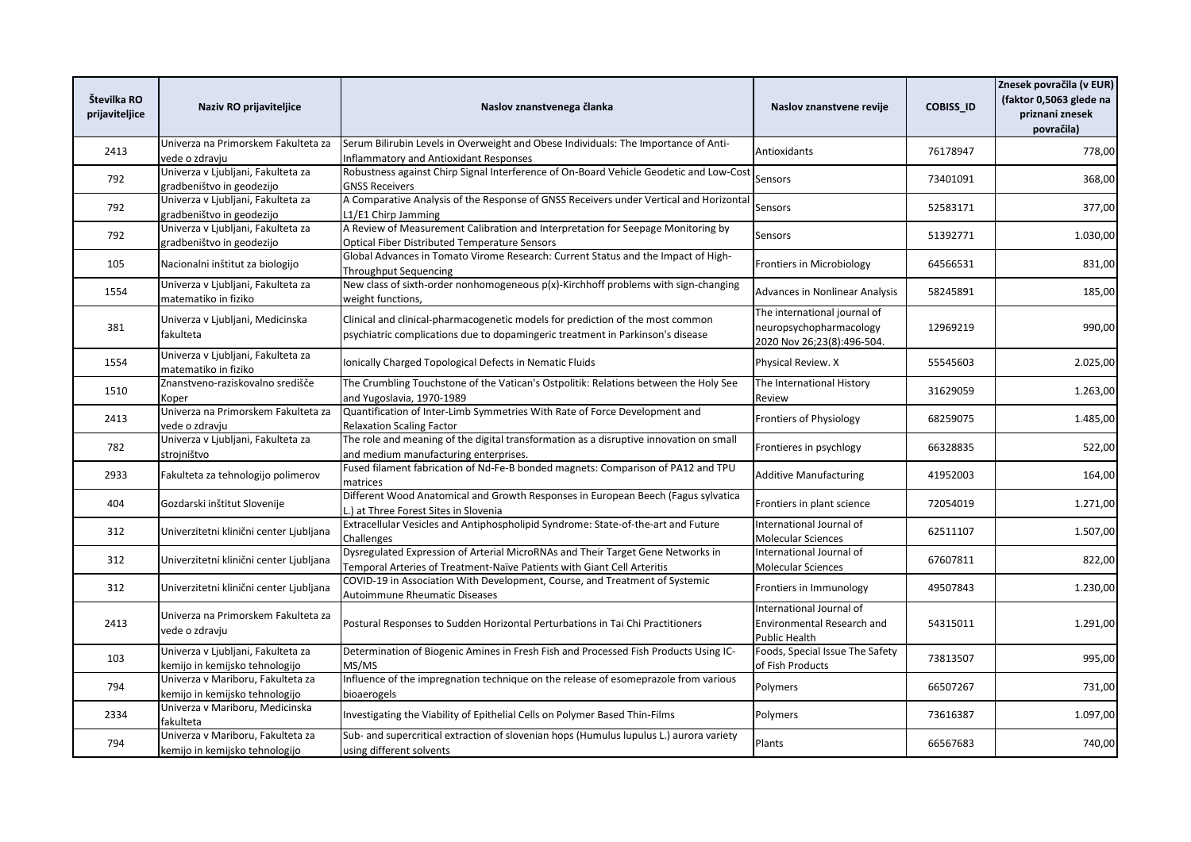| Številka RO prijaviteljice | Naziv RO prijaviteljice | Naslov znanstvenega članka | Naslov znanstvene revije | COBISS_ID | Znesek povračila (v EUR) (faktor 0,5063 glede na priznani znesek povračila) |
|---|---|---|---|---|---|
| 2413 | Univerza na Primorskem Fakulteta za vede o zdravju | Serum Bilirubin Levels in Overweight and Obese Individuals: The Importance of Anti-Inflammatory and Antioxidant Responses | Antioxidants | 76178947 | 778,00 |
| 792 | Univerza v Ljubljani, Fakulteta za gradbeništvo in geodezijo | Robustness against Chirp Signal Interference of On-Board Vehicle Geodetic and Low-Cost GNSS Receivers | Sensors | 73401091 | 368,00 |
| 792 | Univerza v Ljubljani, Fakulteta za gradbeništvo in geodezijo | A Comparative Analysis of the Response of GNSS Receivers under Vertical and Horizontal L1/E1 Chirp Jamming | Sensors | 52583171 | 377,00 |
| 792 | Univerza v Ljubljani, Fakulteta za gradbeništvo in geodezijo | A Review of Measurement Calibration and Interpretation for Seepage Monitoring by Optical Fiber Distributed Temperature Sensors | Sensors | 51392771 | 1.030,00 |
| 105 | Nacionalni inštitut za biologijo | Global Advances in Tomato Virome Research: Current Status and the Impact of High-Throughput Sequencing | Frontiers in Microbiology | 64566531 | 831,00 |
| 1554 | Univerza v Ljubljani, Fakulteta za matematiko in fiziko | New class of sixth-order nonhomogeneous p(x)-Kirchhoff problems with sign-changing weight functions, | Advances in Nonlinear Analysis | 58245891 | 185,00 |
| 381 | Univerza v Ljubljani, Medicinska fakulteta | Clinical and clinical-pharmacogenetic models for prediction of the most common psychiatric complications due to dopamingeric treatment in Parkinson's disease | The international journal of neuropsychopharmacology 2020 Nov 26;23(8):496-504. | 12969219 | 990,00 |
| 1554 | Univerza v Ljubljani, Fakulteta za matematiko in fiziko | Ionically Charged Topological Defects in Nematic Fluids | Physical Review. X | 55545603 | 2.025,00 |
| 1510 | Znanstveno-raziskovalno središče Koper | The Crumbling Touchstone of the Vatican's Ostpolitik: Relations between the Holy See and Yugoslavia, 1970-1989 | The International History Review | 31629059 | 1.263,00 |
| 2413 | Univerza na Primorskem Fakulteta za vede o zdravju | Quantification of Inter-Limb Symmetries With Rate of Force Development and Relaxation Scaling Factor | Frontiers of Physiology | 68259075 | 1.485,00 |
| 782 | Univerza v Ljubljani, Fakulteta za strojništvo | The role and meaning of the digital transformation as a disruptive innovation on small and medium manufacturing enterprises. | Frontieres in psychlogy | 66328835 | 522,00 |
| 2933 | Fakulteta za tehnologijo polimerov | Fused filament fabrication of Nd-Fe-B bonded magnets: Comparison of PA12 and TPU matrices | Additive Manufacturing | 41952003 | 164,00 |
| 404 | Gozdarski inštitut Slovenije | Different Wood Anatomical and Growth Responses in European Beech (Fagus sylvatica L.) at Three Forest Sites in Slovenia | Frontiers in plant science | 72054019 | 1.271,00 |
| 312 | Univerzitetni klinični center Ljubljana | Extracellular Vesicles and Antiphospholipid Syndrome: State-of-the-art and Future Challenges | International Journal of Molecular Sciences | 62511107 | 1.507,00 |
| 312 | Univerzitetni klinični center Ljubljana | Dysregulated Expression of Arterial MicroRNAs and Their Target Gene Networks in Temporal Arteries of Treatment-Naïve Patients with Giant Cell Arteritis | International Journal of Molecular Sciences | 67607811 | 822,00 |
| 312 | Univerzitetni klinični center Ljubljana | COVID-19 in Association With Development, Course, and Treatment of Systemic Autoimmune Rheumatic Diseases | Frontiers in Immunology | 49507843 | 1.230,00 |
| 2413 | Univerza na Primorskem Fakulteta za vede o zdravju | Postural Responses to Sudden Horizontal Perturbations in Tai Chi Practitioners | International Journal of Environmental Research and Public Health | 54315011 | 1.291,00 |
| 103 | Univerza v Ljubljani, Fakulteta za kemijo in kemijsko tehnologijo | Determination of Biogenic Amines in Fresh Fish and Processed Fish Products Using IC-MS/MS | Foods, Special Issue The Safety of Fish Products | 73813507 | 995,00 |
| 794 | Univerza v Mariboru, Fakulteta za kemijo in kemijsko tehnologijo | Influence of the impregnation technique on the release of esomeprazole from various bioaerogels | Polymers | 66507267 | 731,00 |
| 2334 | Univerza v Mariboru, Medicinska fakulteta | Investigating the Viability of Epithelial Cells on Polymer Based Thin-Films | Polymers | 73616387 | 1.097,00 |
| 794 | Univerza v Mariboru, Fakulteta za kemijo in kemijsko tehnologijo | Sub- and supercritical extraction of slovenian hops (Humulus lupulus L.) aurora variety using different solvents | Plants | 66567683 | 740,00 |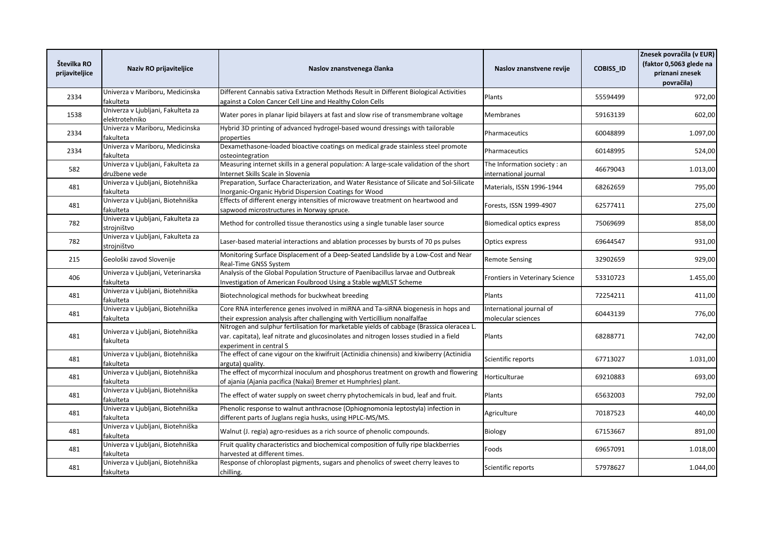| Številka RO prijaviteljice | Naziv RO prijaviteljice | Naslov znanstvenega članka | Naslov znanstvene revije | COBISS_ID | Znesek povračila (v EUR) (faktor 0,5063 glede na priznani znesek povračila) |
|---|---|---|---|---|---|
| 2334 | Univerza v Mariboru, Medicinska fakulteta | Different Cannabis sativa Extraction Methods Result in Different Biological Activities against a Colon Cancer Cell Line and Healthy Colon Cells | Plants | 55594499 | 972,00 |
| 1538 | Univerza v Ljubljani, Fakulteta za elektrotehniko | Water pores in planar lipid bilayers at fast and slow rise of transmembrane voltage | Membranes | 59163139 | 602,00 |
| 2334 | Univerza v Mariboru, Medicinska fakulteta | Hybrid 3D printing of advanced hydrogel-based wound dressings with tailorable properties | Pharmaceutics | 60048899 | 1.097,00 |
| 2334 | Univerza v Mariboru, Medicinska fakulteta | Dexamethasone-loaded bioactive coatings on medical grade stainless steel promote osteointegration | Pharmaceutics | 60148995 | 524,00 |
| 582 | Univerza v Ljubljani, Fakulteta za družbene vede | Measuring internet skills in a general population: A large-scale validation of the short Internet Skills Scale in Slovenia | The Information society : an international journal | 46679043 | 1.013,00 |
| 481 | Univerza v Ljubljani, Biotehniška fakulteta | Preparation, Surface Characterization, and Water Resistance of Silicate and Sol-Silicate Inorganic-Organic Hybrid Dispersion Coatings for Wood | Materials, ISSN 1996-1944 | 68262659 | 795,00 |
| 481 | Univerza v Ljubljani, Biotehniška fakulteta | Effects of different energy intensities of microwave treatment on heartwood and sapwood microstructures in Norway spruce. | Forests, ISSN 1999-4907 | 62577411 | 275,00 |
| 782 | Univerza v Ljubljani, Fakulteta za strojništvo | Method for controlled tissue theranostics using a single tunable laser source | Biomedical optics express | 75069699 | 858,00 |
| 782 | Univerza v Ljubljani, Fakulteta za strojništvo | Laser-based material interactions and ablation processes by bursts of 70 ps pulses | Optics express | 69644547 | 931,00 |
| 215 | Geološki zavod Slovenije | Monitoring Surface Displacement of a Deep-Seated Landslide by a Low-Cost and Near Real-Time GNSS System | Remote Sensing | 32902659 | 929,00 |
| 406 | Univerza v Ljubljani, Veterinarska fakulteta | Analysis of the Global Population Structure of Paenibacillus larvae and Outbreak Investigation of American Foulbrood Using a Stable wgMLST Scheme | Frontiers in Veterinary Science | 53310723 | 1.455,00 |
| 481 | Univerza v Ljubljani, Biotehniška fakulteta | Biotechnological methods for buckwheat breeding | Plants | 72254211 | 411,00 |
| 481 | Univerza v Ljubljani, Biotehniška fakulteta | Core RNA interference genes involved in miRNA and Ta-siRNA biogenesis in hops and their expression analysis after challenging with Verticillium nonalfalfae | International journal of molecular sciences | 60443139 | 776,00 |
| 481 | Univerza v Ljubljani, Biotehniška fakulteta | Nitrogen and sulphur fertilisation for marketable yields of cabbage (Brassica oleracea L. var. capitata), leaf nitrate and glucosinolates and nitrogen losses studied in a field experiment in central S | Plants | 68288771 | 742,00 |
| 481 | Univerza v Ljubljani, Biotehniška fakulteta | The effect of cane vigour on the kiwifruit (Actinidia chinensis) and kiwiberry (Actinidia arguta) quality. | Scientific reports | 67713027 | 1.031,00 |
| 481 | Univerza v Ljubljani, Biotehniška fakulteta | The effect of mycorrhizal inoculum and phosphorus treatment on growth and flowering of ajania (Ajania pacifica (Nakai) Bremer et Humphries) plant. | Horticulturae | 69210883 | 693,00 |
| 481 | Univerza v Ljubljani, Biotehniška fakulteta | The effect of water supply on sweet cherry phytochemicals in bud, leaf and fruit. | Plants | 65632003 | 792,00 |
| 481 | Univerza v Ljubljani, Biotehniška fakulteta | Phenolic response to walnut anthracnose (Ophiognomonia leptostyla) infection in different parts of Juglans regia husks, using HPLC-MS/MS. | Agriculture | 70187523 | 440,00 |
| 481 | Univerza v Ljubljani, Biotehniška fakulteta | Walnut (J. regia) agro-residues as a rich source of phenolic compounds. | Biology | 67153667 | 891,00 |
| 481 | Univerza v Ljubljani, Biotehniška fakulteta | Fruit quality characteristics and biochemical composition of fully ripe blackberries harvested at different times. | Foods | 69657091 | 1.018,00 |
| 481 | Univerza v Ljubljani, Biotehniška fakulteta | Response of chloroplast pigments, sugars and phenolics of sweet cherry leaves to chilling. | Scientific reports | 57978627 | 1.044,00 |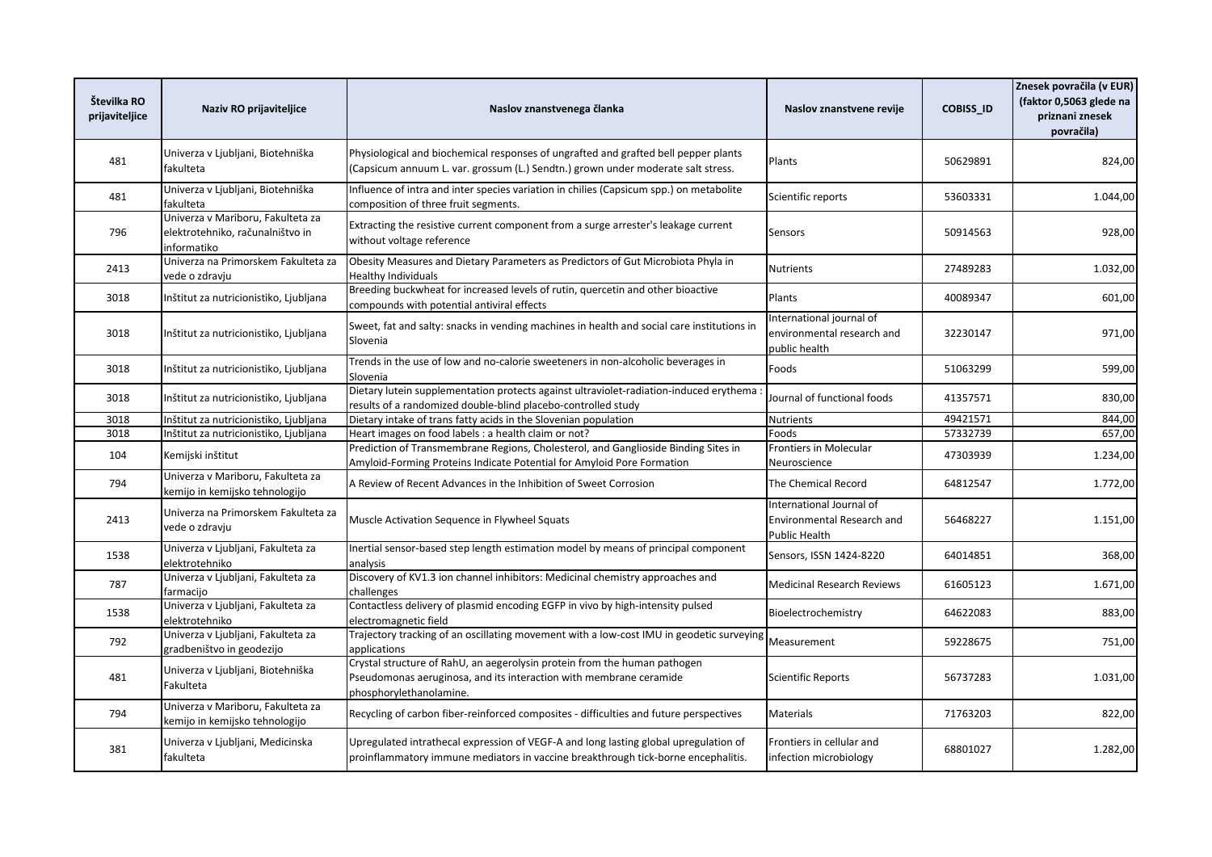| Številka RO prijaviteljice | Naziv RO prijaviteljice | Naslov znanstvenega članka | Naslov znanstvene revije | COBISS_ID | Znesek povračila (v EUR) (faktor 0,5063 glede na priznani znesek povračila) |
|---|---|---|---|---|---|
| 481 | Univerza v Ljubljani, Biotehniška fakulteta | Physiological and biochemical responses of ungrafted and grafted bell pepper plants (Capsicum annuum L. var. grossum (L.) Sendtn.) grown under moderate salt stress. | Plants | 50629891 | 824,00 |
| 481 | Univerza v Ljubljani, Biotehniška fakulteta | Influence of intra and inter species variation in chilies (Capsicum spp.) on metabolite composition of three fruit segments. | Scientific reports | 53603331 | 1.044,00 |
| 796 | Univerza v Mariboru, Fakulteta za elektrotehniko, računalništvo in informatiko | Extracting the resistive current component from a surge arrester's leakage current without voltage reference | Sensors | 50914563 | 928,00 |
| 2413 | Univerza na Primorskem Fakulteta za vede o zdravju | Obesity Measures and Dietary Parameters as Predictors of Gut Microbiota Phyla in Healthy Individuals | Nutrients | 27489283 | 1.032,00 |
| 3018 | Inštitut za nutricionistiko, Ljubljana | Breeding buckwheat for increased levels of rutin, quercetin and other bioactive compounds with potential antiviral effects | Plants | 40089347 | 601,00 |
| 3018 | Inštitut za nutricionistiko, Ljubljana | Sweet, fat and salty: snacks in vending machines in health and social care institutions in Slovenia | International journal of environmental research and public health | 32230147 | 971,00 |
| 3018 | Inštitut za nutricionistiko, Ljubljana | Trends in the use of low and no-calorie sweeteners in non-alcoholic beverages in Slovenia | Foods | 51063299 | 599,00 |
| 3018 | Inštitut za nutricionistiko, Ljubljana | Dietary lutein supplementation protects against ultraviolet-radiation-induced erythema : results of a randomized double-blind placebo-controlled study | Journal of functional foods | 41357571 | 830,00 |
| 3018 | Inštitut za nutricionistiko, Ljubljana | Dietary intake of trans fatty acids in the Slovenian population | Nutrients | 49421571 | 844,00 |
| 3018 | Inštitut za nutricionistiko, Ljubljana | Heart images on food labels : a health claim or not? | Foods | 57332739 | 657,00 |
| 104 | Kemijski inštitut | Prediction of Transmembrane Regions, Cholesterol, and Ganglioside Binding Sites in Amyloid-Forming Proteins Indicate Potential for Amyloid Pore Formation | Frontiers in Molecular Neuroscience | 47303939 | 1.234,00 |
| 794 | Univerza v Mariboru, Fakulteta za kemijo in kemijsko tehnologijo | A Review of Recent Advances in the Inhibition of Sweet Corrosion | The Chemical Record | 64812547 | 1.772,00 |
| 2413 | Univerza na Primorskem Fakulteta za vede o zdravju | Muscle Activation Sequence in Flywheel Squats | International Journal of Environmental Research and Public Health | 56468227 | 1.151,00 |
| 1538 | Univerza v Ljubljani, Fakulteta za elektrotehniko | Inertial sensor-based step length estimation model by means of principal component analysis | Sensors, ISSN 1424-8220 | 64014851 | 368,00 |
| 787 | Univerza v Ljubljani, Fakulteta za farmacijo | Discovery of KV1.3 ion channel inhibitors: Medicinal chemistry approaches and challenges | Medicinal Research Reviews | 61605123 | 1.671,00 |
| 1538 | Univerza v Ljubljani, Fakulteta za elektrotehniko | Contactless delivery of plasmid encoding EGFP in vivo by high-intensity pulsed electromagnetic field | Bioelectrochemistry | 64622083 | 883,00 |
| 792 | Univerza v Ljubljani, Fakulteta za gradbeništvo in geodezijo | Trajectory tracking of an oscillating movement with a low-cost IMU in geodetic surveying applications | Measurement | 59228675 | 751,00 |
| 481 | Univerza v Ljubljani, Biotehniška Fakulteta | Crystal structure of RahU, an aegerolysin protein from the human pathogen Pseudomonas aeruginosa, and its interaction with membrane ceramide phosphorylethanolamine. | Scientific Reports | 56737283 | 1.031,00 |
| 794 | Univerza v Mariboru, Fakulteta za kemijo in kemijsko tehnologijo | Recycling of carbon fiber-reinforced composites - difficulties and future perspectives | Materials | 71763203 | 822,00 |
| 381 | Univerza v Ljubljani, Medicinska fakulteta | Upregulated intrathecal expression of VEGF-A and long lasting global upregulation of proinflammatory immune mediators in vaccine breakthrough tick-borne encephalitis. | Frontiers in cellular and infection microbiology | 68801027 | 1.282,00 |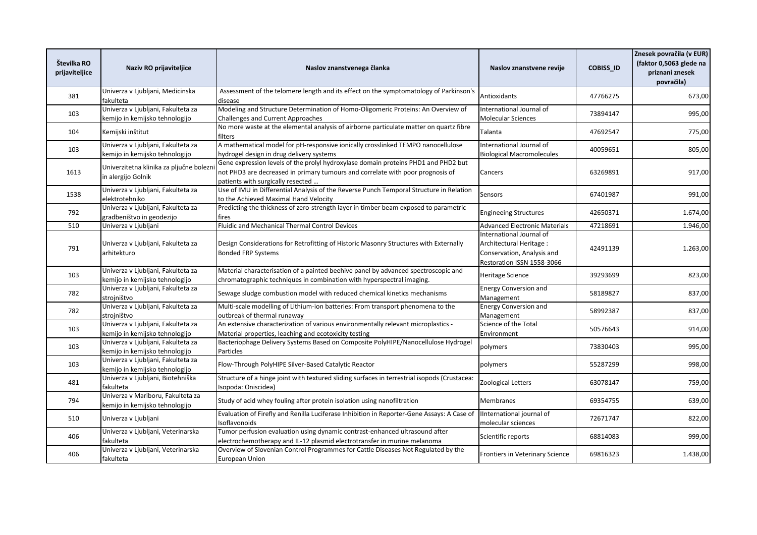| Številka RO prijaviteljice | Naziv RO prijaviteljice | Naslov znanstvenega članka | Naslov znanstvene revije | COBISS_ID | Znesek povračila (v EUR) (faktor 0,5063 glede na priznani znesek povračila) |
|---|---|---|---|---|---|
| 381 | Univerza v Ljubljani, Medicinska fakulteta | Assessment of the telomere length and its effect on the symptomatology of Parkinson's disease | Antioxidants | 47766275 | 673,00 |
| 103 | Univerza v Ljubljani, Fakulteta za kemijo in kemijsko tehnologijo | Modeling and Structure Determination of Homo-Oligomeric Proteins: An Overview of Challenges and Current Approaches | International Journal of Molecular Sciences | 73894147 | 995,00 |
| 104 | Kemijski inštitut | No more waste at the elemental analysis of airborne particulate matter on quartz fibre filters | Talanta | 47692547 | 775,00 |
| 103 | Univerza v Ljubljani, Fakulteta za kemijo in kemijsko tehnologijo | A mathematical model for pH-responsive ionically crosslinked TEMPO nanocellulose hydrogel design in drug delivery systems | International Journal of Biological Macromolecules | 40059651 | 805,00 |
| 1613 | Univerzitetna klinika za pljučne bolezni in alergijo Golnik | Gene expression levels of the prolyl hydroxylase domain proteins PHD1 and PHD2 but not PHD3 are decreased in primary tumours and correlate with poor prognosis of patients with surgically resected … | Cancers | 63269891 | 917,00 |
| 1538 | Univerza v Ljubljani, Fakulteta za elektrotehniko | Use of IMU in Differential Analysis of the Reverse Punch Temporal Structure in Relation to the Achieved Maximal Hand Velocity | Sensors | 67401987 | 991,00 |
| 792 | Univerza v Ljubljani, Fakulteta za gradbeništvo in geodezijo | Predicting the thickness of zero-strength layer in timber beam exposed to parametric fires | Engineeing Structures | 42650371 | 1.674,00 |
| 510 | Univerza v Ljubljani | Fluidic and Mechanical Thermal Control Devices | Advanced Electronic Materials | 47218691 | 1.946,00 |
| 791 | Univerza v Ljubljani, Fakulteta za arhitekturo | Design Considerations for Retrofitting of Historic Masonry Structures with Externally Bonded FRP Systems | International Journal of Architectural Heritage : Conservation, Analysis and Restoration ISSN 1558-3066 | 42491139 | 1.263,00 |
| 103 | Univerza v Ljubljani, Fakulteta za kemijo in kemijsko tehnologijo | Material characterisation of a painted beehive panel by advanced spectroscopic and chromatographic techniques in combination with hyperspectral imaging. | Heritage Science | 39293699 | 823,00 |
| 782 | Univerza v Ljubljani, Fakulteta za strojništvo | Sewage sludge combustion model with reduced chemical kinetics mechanisms | Energy Conversion and Management | 58189827 | 837,00 |
| 782 | Univerza v Ljubljani, Fakulteta za strojništvo | Multi-scale modelling of Lithium-ion batteries: From transport phenomena to the outbreak of thermal runaway | Energy Conversion and Management | 58992387 | 837,00 |
| 103 | Univerza v Ljubljani, Fakulteta za kemijo in kemijsko tehnologijo | An extensive characterization of various environmentally relevant microplastics - Material properties, leaching and ecotoxicity testing | Science of the Total Environment | 50576643 | 914,00 |
| 103 | Univerza v Ljubljani, Fakulteta za kemijo in kemijsko tehnologijo | Bacteriophage Delivery Systems Based on Composite PolyHIPE/Nanocellulose Hydrogel Particles | polymers | 73830403 | 995,00 |
| 103 | Univerza v Ljubljani, Fakulteta za kemijo in kemijsko tehnologijo | Flow-Through PolyHIPE Silver-Based Catalytic Reactor | polymers | 55287299 | 998,00 |
| 481 | Univerza v Ljubljani, Biotehniška fakulteta | Structure of a hinge joint with textured sliding surfaces in terrestrial isopods (Crustacea: Isopoda: Oniscidea) | Zoological Letters | 63078147 | 759,00 |
| 794 | Univerza v Mariboru, Fakulteta za kemijo in kemijsko tehnologijo | Study of acid whey fouling after protein isolation using nanofiltration | Membranes | 69354755 | 639,00 |
| 510 | Univerza v Ljubljani | Evaluation of Firefly and Renilla Luciferase Inhibition in Reporter-Gene Assays: A Case of Isoflavonoids | IInternational journal of molecular sciences | 72671747 | 822,00 |
| 406 | Univerza v Ljubljani, Veterinarska fakulteta | Tumor perfusion evaluation using dynamic contrast-enhanced ultrasound after electrochemotherapy and IL-12 plasmid electrotransfer in murine melanoma | Scientific reports | 68814083 | 999,00 |
| 406 | Univerza v Ljubljani, Veterinarska fakulteta | Overview of Slovenian Control Programmes for Cattle Diseases Not Regulated by the European Union | Frontiers in Veterinary Science | 69816323 | 1.438,00 |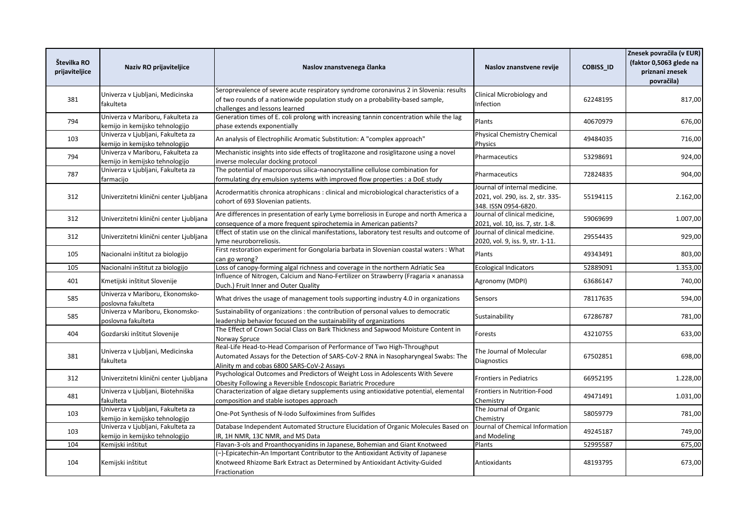| Številka RO prijaviteljice | Naziv RO prijaviteljice | Naslov znanstvenega članka | Naslov znanstvene revije | COBISS_ID | Znesek povračila (v EUR) (faktor 0,5063 glede na priznani znesek povračila) |
|---|---|---|---|---|---|
| 381 | Univerza v Ljubljani, Medicinska fakulteta | Seroprevalence of severe acute respiratory syndrome coronavirus 2 in Slovenia: results of two rounds of a nationwide population study on a probability-based sample, challenges and lessons learned | Clinical Microbiology and Infection | 62248195 | 817,00 |
| 794 | Univerza v Mariboru, Fakulteta za kemijo in kemijsko tehnologijo | Generation times of E. coli prolong with increasing tannin concentration while the lag phase extends exponentially | Plants | 40670979 | 676,00 |
| 103 | Univerza v Ljubljani, Fakulteta za kemijo in kemijsko tehnologijo | An analysis of Electrophilic Aromatic Substitution: A "complex approach" | Physical Chemistry Chemical Physics | 49484035 | 716,00 |
| 794 | Univerza v Mariboru, Fakulteta za kemijo in kemijsko tehnologijo | Mechanistic insights into side effects of troglitazone and rosiglitazone using a novel inverse molecular docking protocol | Pharmaceutics | 53298691 | 924,00 |
| 787 | Univerza v Ljubljani, Fakulteta za farmacijo | The potential of macroporous silica-nanocrystalline cellulose combination for formulating dry emulsion systems with improved flow properties : a DoE study | Pharmaceutics | 72824835 | 904,00 |
| 312 | Univerzitetni klinični center Ljubljana | Acrodermatitis chronica atrophicans : clinical and microbiological characteristics of a cohort of 693 Slovenian patients. | Journal of internal medicine. 2021, vol. 290, iss. 2, str. 335-348. ISSN 0954-6820. | 55194115 | 2.162,00 |
| 312 | Univerzitetni klinični center Ljubljana | Are differences in presentation of early Lyme borreliosis in Europe and north America a consequence of a more frequent spirochetemia in American patients? | Journal of clinical medicine, 2021, vol. 10, iss. 7, str. 1-8. | 59069699 | 1.007,00 |
| 312 | Univerzitetni klinični center Ljubljana | Effect of statin use on the clinical manifestations, laboratory test results and outcome of lyme neuroborreliosis. | Journal of clinical medicine. 2020, vol. 9, iss. 9, str. 1-11. | 29554435 | 929,00 |
| 105 | Nacionalni inštitut za biologijo | First restoration experiment for Gongolaria barbata in Slovenian coastal waters : What can go wrong? | Plants | 49343491 | 803,00 |
| 105 | Nacionalni inštitut za biologijo | Loss of canopy-forming algal richness and coverage in the northern Adriatic Sea | Ecological Indicators | 52889091 | 1.353,00 |
| 401 | Kmetijski inštitut Slovenije | Influence of Nitrogen, Calcium and Nano-Fertilizer on Strawberry (Fragaria × ananassa Duch.) Fruit Inner and Outer Quality | Agronomy (MDPI) | 63686147 | 740,00 |
| 585 | Univerza v Mariboru, Ekonomsko-poslovna fakulteta | What drives the usage of management tools supporting industry 4.0 in organizations | Sensors | 78117635 | 594,00 |
| 585 | Univerza v Mariboru, Ekonomsko-poslovna fakulteta | Sustainability of organizations : the contribution of personal values to democratic leadership behavior focused on the sustainability of organizations | Sustainability | 67286787 | 781,00 |
| 404 | Gozdarski inštitut Slovenije | The Effect of Crown Social Class on Bark Thickness and Sapwood Moisture Content in Norway Spruce | Forests | 43210755 | 633,00 |
| 381 | Univerza v Ljubljani, Medicinska fakulteta | Real-Life Head-to-Head Comparison of Performance of Two High-Throughput Automated Assays for the Detection of SARS-CoV-2 RNA in Nasopharyngeal Swabs: The Alinity m and cobas 6800 SARS-CoV-2 Assays | The Journal of Molecular Diagnostics | 67502851 | 698,00 |
| 312 | Univerzitetni klinični center Ljubljana | Psychological Outcomes and Predictors of Weight Loss in Adolescents With Severe Obesity Following a Reversible Endoscopic Bariatric Procedure | Frontiers in Pediatrics | 66952195 | 1.228,00 |
| 481 | Univerza v Ljubljani, Biotehniška fakulteta | Characterization of algae dietary supplements using antioxidative potential, elemental composition and stable isotopes approach | Frontiers in Nutrition-Food Chemistry | 49471491 | 1.031,00 |
| 103 | Univerza v Ljubljani, Fakulteta za kemijo in kemijsko tehnologijo | One-Pot Synthesis of N-Iodo Sulfoximines from Sulfides | The Journal of Organic Chemistry | 58059779 | 781,00 |
| 103 | Univerza v Ljubljani, Fakulteta za kemijo in kemijsko tehnologijo | Database Independent Automated Structure Elucidation of Organic Molecules Based on IR, 1H NMR, 13C NMR, and MS Data | Journal of Chemical Information and Modeling | 49245187 | 749,00 |
| 104 | Kemijski inštitut | Flavan-3-ols and Proanthocyanidins in Japanese, Bohemian and Giant Knotweed | Plants | 52995587 | 675,00 |
| 104 | Kemijski inštitut | (−)-Epicatechin-An Important Contributor to the Antioxidant Activity of Japanese Knotweed Rhizome Bark Extract as Determined by Antioxidant Activity-Guided Fractionation | Antioxidants | 48193795 | 673,00 |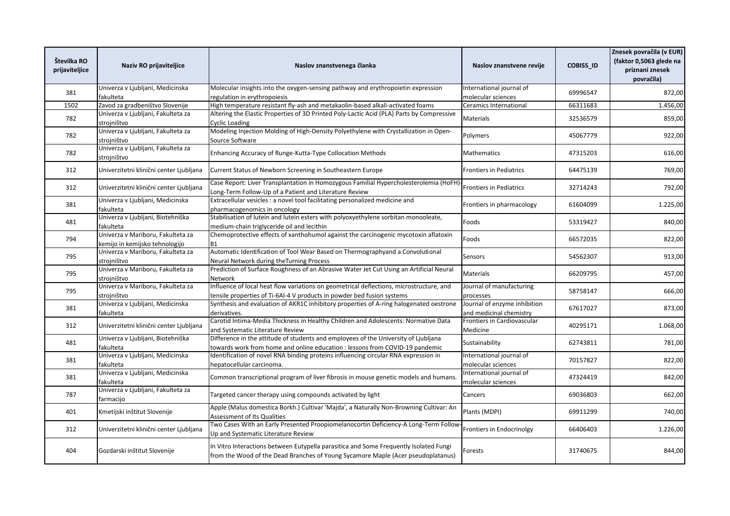| Številka RO prijaviteljice | Naziv RO prijaviteljice | Naslov znanstvenega članka | Naslov znanstvene revije | COBISS_ID | Znesek povračila (v EUR) (faktor 0,5063 glede na priznani znesek povračila) |
|---|---|---|---|---|---|
| 381 | Univerza v Ljubljani, Medicinska fakulteta | Molecular insights into the oxygen-sensing pathway and erythropoietin expression regulation in erythropoiesis | International journal of molecular sciences | 69996547 | 872,00 |
| 1502 | Zavod za gradbeništvo Slovenije | High temperature resistant fly-ash and metakaolin-based alkali-activated foams | Ceramics International | 66311683 | 1.456,00 |
| 782 | Univerza v Ljubljani, Fakulteta za strojništvo | Altering the Elastic Properties of 3D Printed Poly-Lactic Acid (PLA) Parts by Compressive Cyclic Loading | Materials | 32536579 | 859,00 |
| 782 | Univerza v Ljubljani, Fakulteta za strojništvo | Modeling Injection Molding of High-Density Polyethylene with Crystallization in Open-Source Software | Polymers | 45067779 | 922,00 |
| 782 | Univerza v Ljubljani, Fakulteta za strojništvo | Enhancing Accuracy of Runge-Kutta-Type Collocation Methods | Mathematics | 47315203 | 616,00 |
| 312 | Univerzitetni klinični center Ljubljana | Current Status of Newborn Screening in Southeastern Europe | Frontiers in Pediatrics | 64475139 | 769,00 |
| 312 | Univerzitetni klinični center Ljubljana | Case Report: Liver Transplantation in Homozygous Familial Hypercholesterolemia (HoFH)-Long-Term Follow-Up of a Patient and Literature Review | Frontiers in Pediatrics | 32714243 | 792,00 |
| 381 | Univerza v Ljubljani, Medicinska fakulteta | Extracellular vesicles : a novel tool facilitating personalized medicine and pharmacogenomics in oncology | Frontiers in pharmacology | 61604099 | 1.225,00 |
| 481 | Univerza v Ljubljani, Biotehniška fakulteta | Stabilisation of lutein and lutein esters with polyoxyethylene sorbitan monooleate, medium-chain triglyceride oil and lecithin | Foods | 53319427 | 840,00 |
| 794 | Univerza v Mariboru, Fakulteta za kemijo in kemijsko tehnologijo | Chemoprotective effects of xanthohumol against the carcinogenic mycotoxin aflatoxin B1 | Foods | 66572035 | 822,00 |
| 795 | Univerza v Mariboru, Fakulteta za strojništvo | Automatic Identification of Tool Wear Based on Thermographyand a Convolutional Neural Network during theTurning Process | Sensors | 54562307 | 913,00 |
| 795 | Univerza v Mariboru, Fakulteta za strojništvo | Prediction of Surface Roughness of an Abrasive Water Jet Cut Using an Artificial Neural Network | Materials | 66209795 | 457,00 |
| 795 | Univerza v Mariboru, Fakulteta za strojništvo | Influence of local heat flow variations on geometrical deflections, microstructure, and tensile properties of Ti-6Al-4 V products in powder bed fusion systems | Journal of manufacturing processes | 58758147 | 666,00 |
| 381 | Univerza v Ljubljani, Medicinska fakulteta | Synthesis and evaluation of AKR1C inhibitory properties of A-ring halogenated oestrone derivatives. | Journal of enzyme inhibition and medicinal chemistry | 67617027 | 873,00 |
| 312 | Univerzitetni klinični center Ljubljana | Carotid Intima-Media Thickness in Healthy Children and Adolescents: Normative Data and Systematic Literature Review | Frontiers in Cardiovascular Medicine | 40295171 | 1.068,00 |
| 481 | Univerza v Ljubljani, Biotehniška fakulteta | Difference in the attitude of students and employees of the University of Ljubljana towards work from home and online education : lessons from COVID-19 pandemic | Sustainability | 62743811 | 781,00 |
| 381 | Univerza v Ljubljani, Medicinska fakulteta | Identification of novel RNA binding proteins influencing circular RNA expression in hepatocellular carcinoma. | International journal of molecular sciences | 70157827 | 822,00 |
| 381 | Univerza v Ljubljani, Medicinska fakulteta | Common transcriptional program of liver fibrosis in mouse genetic models and humans. | International journal of molecular sciences | 47324419 | 842,00 |
| 787 | Univerza v Ljubljani, Fakulteta za farmacijo | Targeted cancer therapy using compounds activated by light | Cancers | 69036803 | 662,00 |
| 401 | Kmetijski inštitut Slovenije | Apple (Malus domestica Borkh.) Cultivar 'Majda', a Naturally Non-Browning Cultivar: An Assessment of Its Qualities | Plants (MDPI) | 69911299 | 740,00 |
| 312 | Univerzitetni klinični center Ljubljana | Two Cases With an Early Presented Proopiomelanocortin Deficiency-A Long-Term Follow-Up and Systematic Literature Review | Frontiers in Endocrinolgy | 66406403 | 1.226,00 |
| 404 | Gozdarski inštitut Slovenije | In Vitro Interactions between Eutypella parasitica and Some Frequently Isolated Fungi from the Wood of the Dead Branches of Young Sycamore Maple (Acer pseudoplatanus) | Forests | 31740675 | 844,00 |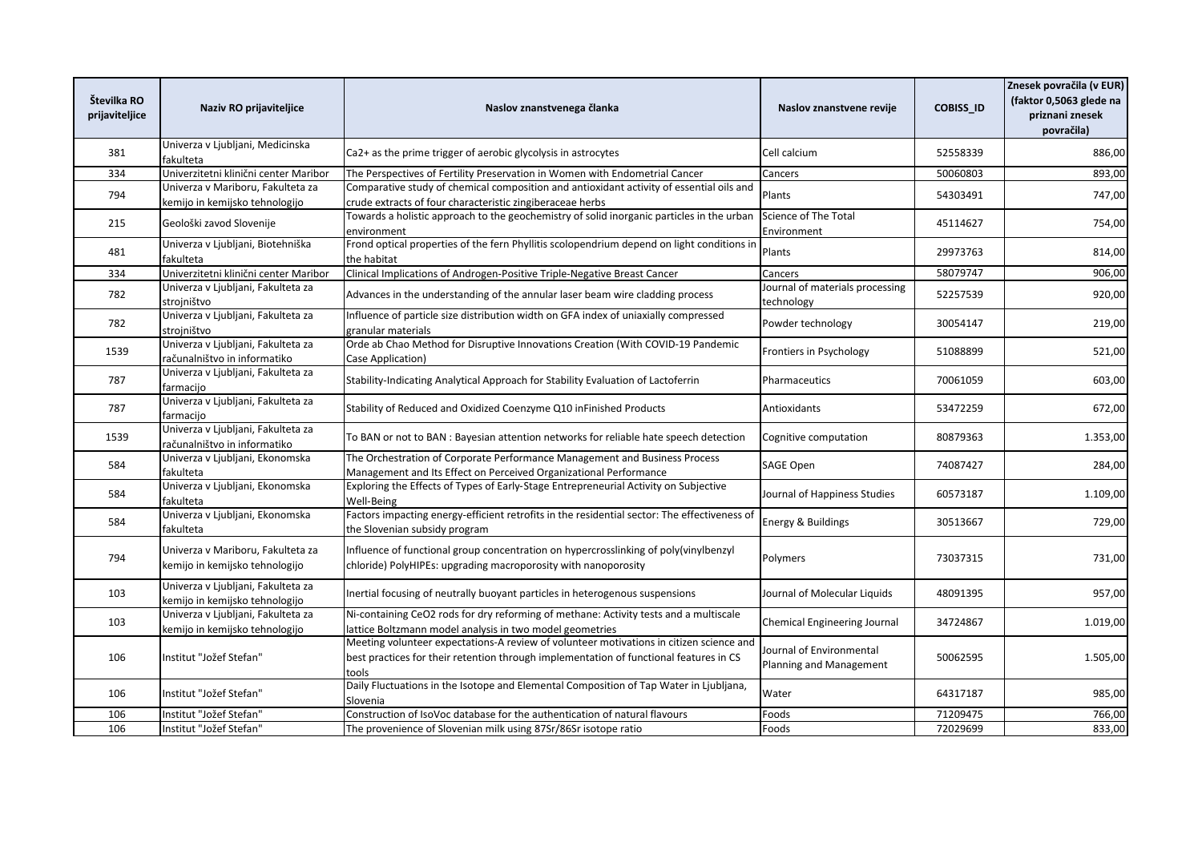| Številka RO prijaviteljice | Naziv RO prijaviteljice | Naslov znanstvenega članka | Naslov znanstvene revije | COBISS_ID | Znesek povračila (v EUR) (faktor 0,5063 glede na priznani znesek povračila) |
|---|---|---|---|---|---|
| 381 | Univerza v Ljubljani, Medicinska fakulteta | Ca2+ as the prime trigger of aerobic glycolysis in astrocytes | Cell calcium | 52558339 | 886,00 |
| 334 | Univerzitetni klinični center Maribor | The Perspectives of Fertility Preservation in Women with Endometrial Cancer | Cancers | 50060803 | 893,00 |
| 794 | Univerza v Mariboru, Fakulteta za kemijo in kemijsko tehnologijo | Comparative study of chemical composition and antioxidant activity of essential oils and crude extracts of four characteristic zingiberaceae herbs | Plants | 54303491 | 747,00 |
| 215 | Geološki zavod Slovenije | Towards a holistic approach to the geochemistry of solid inorganic particles in the urban environment | Science of The Total Environment | 45114627 | 754,00 |
| 481 | Univerza v Ljubljani, Biotehniška fakulteta | Frond optical properties of the fern Phyllitis scolopendrium depend on light conditions in the habitat | Plants | 29973763 | 814,00 |
| 334 | Univerzitetni klinični center Maribor | Clinical Implications of Androgen-Positive Triple-Negative Breast Cancer | Cancers | 58079747 | 906,00 |
| 782 | Univerza v Ljubljani, Fakulteta za strojništvo | Advances in the understanding of the annular laser beam wire cladding process | Journal of materials processing technology | 52257539 | 920,00 |
| 782 | Univerza v Ljubljani, Fakulteta za strojništvo | Influence of particle size distribution width on GFA index of uniaxially compressed granular materials | Powder technology | 30054147 | 219,00 |
| 1539 | Univerza v Ljubljani, Fakulteta za računalništvo in informatiko | Orde ab Chao Method for Disruptive Innovations Creation (With COVID-19 Pandemic Case Application) | Frontiers in Psychology | 51088899 | 521,00 |
| 787 | Univerza v Ljubljani, Fakulteta za farmacijo | Stability-Indicating Analytical Approach for Stability Evaluation of Lactoferrin | Pharmaceutics | 70061059 | 603,00 |
| 787 | Univerza v Ljubljani, Fakulteta za farmacijo | Stability of Reduced and Oxidized Coenzyme Q10 inFinished Products | Antioxidants | 53472259 | 672,00 |
| 1539 | Univerza v Ljubljani, Fakulteta za računalništvo in informatiko | To BAN or not to BAN : Bayesian attention networks for reliable hate speech detection | Cognitive computation | 80879363 | 1.353,00 |
| 584 | Univerza v Ljubljani, Ekonomska fakulteta | The Orchestration of Corporate Performance Management and Business Process Management and Its Effect on Perceived Organizational Performance | SAGE Open | 74087427 | 284,00 |
| 584 | Univerza v Ljubljani, Ekonomska fakulteta | Exploring the Effects of Types of Early-Stage Entrepreneurial Activity on Subjective Well-Being | Journal of Happiness Studies | 60573187 | 1.109,00 |
| 584 | Univerza v Ljubljani, Ekonomska fakulteta | Factors impacting energy-efficient retrofits in the residential sector: The effectiveness of the Slovenian subsidy program | Energy & Buildings | 30513667 | 729,00 |
| 794 | Univerza v Mariboru, Fakulteta za kemijo in kemijsko tehnologijo | Influence of functional group concentration on hypercrosslinking of poly(vinylbenzyl chloride) PolyHIPEs: upgrading macroporosity with nanoporosity | Polymers | 73037315 | 731,00 |
| 103 | Univerza v Ljubljani, Fakulteta za kemijo in kemijsko tehnologijo | Inertial focusing of neutrally buoyant particles in heterogenous suspensions | Journal of Molecular Liquids | 48091395 | 957,00 |
| 103 | Univerza v Ljubljani, Fakulteta za kemijo in kemijsko tehnologijo | Ni-containing CeO2 rods for dry reforming of methane: Activity tests and a multiscale lattice Boltzmann model analysis in two model geometries | Chemical Engineering Journal | 34724867 | 1.019,00 |
| 106 | Institut "Jožef Stefan" | Meeting volunteer expectations-A review of volunteer motivations in citizen science and best practices for their retention through implementation of functional features in CS tools | Journal of Environmental Planning and Management | 50062595 | 1.505,00 |
| 106 | Institut "Jožef Stefan" | Daily Fluctuations in the Isotope and Elemental Composition of Tap Water in Ljubljana, Slovenia | Water | 64317187 | 985,00 |
| 106 | Institut "Jožef Stefan" | Construction of IsoVoc database for the authentication of natural flavours | Foods | 71209475 | 766,00 |
| 106 | Institut "Jožef Stefan" | The provenience of Slovenian milk using 87Sr/86Sr isotope ratio | Foods | 72029699 | 833,00 |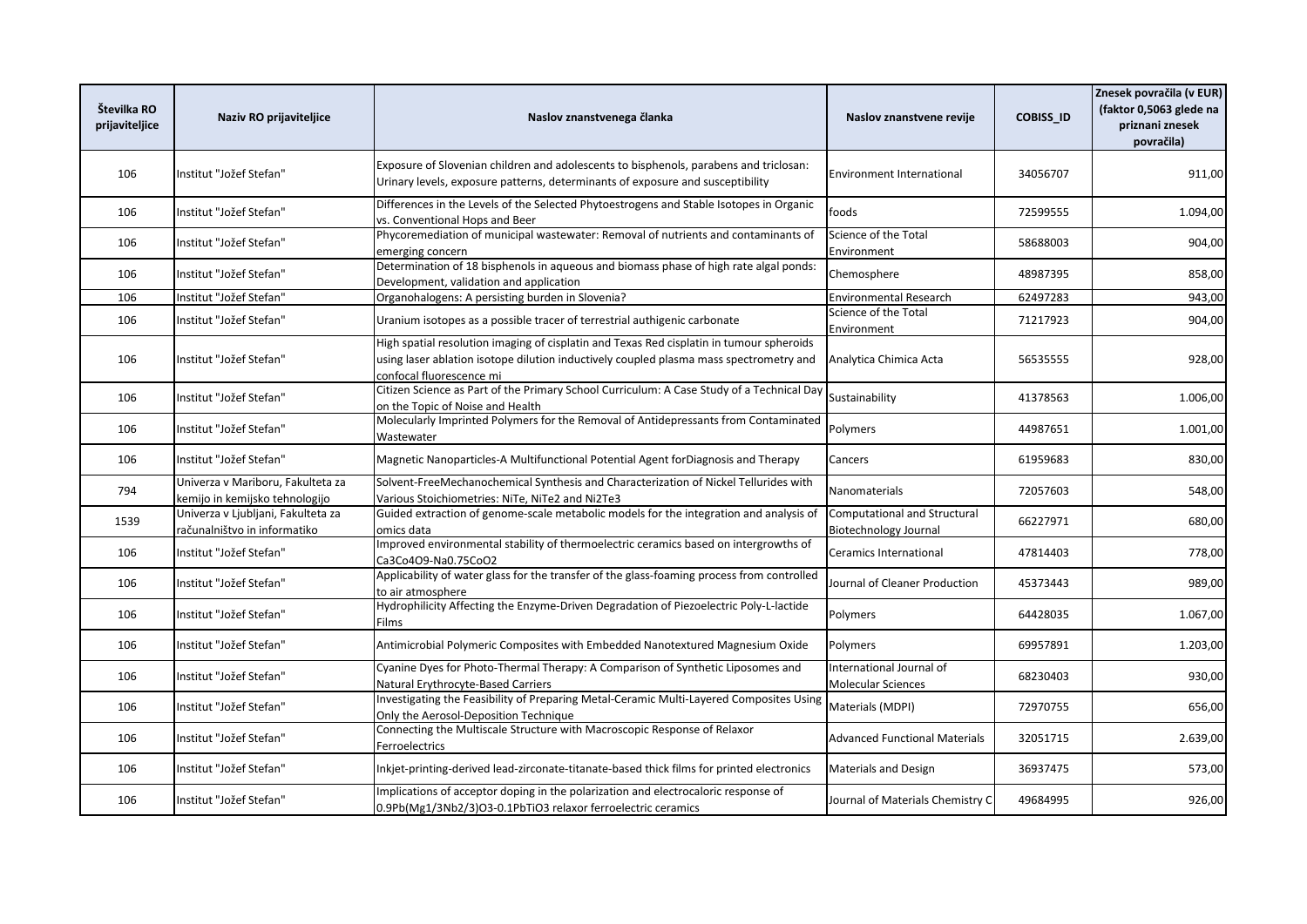| Številka RO prijaviteljice | Naziv RO prijaviteljice | Naslov znanstvenega članka | Naslov znanstvene revije | COBISS_ID | Znesek povračila (v EUR) (faktor 0,5063 glede na priznani znesek povračila) |
|---|---|---|---|---|---|
| 106 | Institut "Jožef Stefan" | Exposure of Slovenian children and adolescents to bisphenols, parabens and triclosan: Urinary levels, exposure patterns, determinants of exposure and susceptibility | Environment International | 34056707 | 911,00 |
| 106 | Institut "Jožef Stefan" | Differences in the Levels of the Selected Phytoestrogens and Stable Isotopes in Organic vs. Conventional Hops and Beer | foods | 72599555 | 1.094,00 |
| 106 | Institut "Jožef Stefan" | Phycoremediation of municipal wastewater: Removal of nutrients and contaminants of emerging concern | Science of the Total Environment | 58688003 | 904,00 |
| 106 | Institut "Jožef Stefan" | Determination of 18 bisphenols in aqueous and biomass phase of high rate algal ponds: Development, validation and application | Chemosphere | 48987395 | 858,00 |
| 106 | Institut "Jožef Stefan" | Organohalogens: A persisting burden in Slovenia? | Environmental Research | 62497283 | 943,00 |
| 106 | Institut "Jožef Stefan" | Uranium isotopes as a possible tracer of terrestrial authigenic carbonate | Science of the Total Environment | 71217923 | 904,00 |
| 106 | Institut "Jožef Stefan" | High spatial resolution imaging of cisplatin and Texas Red cisplatin in tumour spheroids using laser ablation isotope dilution inductively coupled plasma mass spectrometry and confocal fluorescence mi | Analytica Chimica Acta | 56535555 | 928,00 |
| 106 | Institut "Jožef Stefan" | Citizen Science as Part of the Primary School Curriculum: A Case Study of a Technical Day on the Topic of Noise and Health | Sustainability | 41378563 | 1.006,00 |
| 106 | Institut "Jožef Stefan" | Molecularly Imprinted Polymers for the Removal of Antidepressants from Contaminated Wastewater | Polymers | 44987651 | 1.001,00 |
| 106 | Institut "Jožef Stefan" | Magnetic Nanoparticles-A Multifunctional Potential Agent forDiagnosis and Therapy | Cancers | 61959683 | 830,00 |
| 794 | Univerza v Mariboru, Fakulteta za kemijo in kemijsko tehnologijo | Solvent-FreeMechanochemical Synthesis and Characterization of Nickel Tellurides with Various Stoichiometries: NiTe, NiTe2 and Ni2Te3 | Nanomaterials | 72057603 | 548,00 |
| 1539 | Univerza v Ljubljani, Fakulteta za računalništvo in informatiko | Guided extraction of genome-scale metabolic models for the integration and analysis of omics data | Computational and Structural Biotechnology Journal | 66227971 | 680,00 |
| 106 | Institut "Jožef Stefan" | Improved environmental stability of thermoelectric ceramics based on intergrowths of Ca3Co4O9-Na0.75CoO2 | Ceramics International | 47814403 | 778,00 |
| 106 | Institut "Jožef Stefan" | Applicability of water glass for the transfer of the glass-foaming process from controlled to air atmosphere | Journal of Cleaner Production | 45373443 | 989,00 |
| 106 | Institut "Jožef Stefan" | Hydrophilicity Affecting the Enzyme-Driven Degradation of Piezoelectric Poly-L-lactide Films | Polymers | 64428035 | 1.067,00 |
| 106 | Institut "Jožef Stefan" | Antimicrobial Polymeric Composites with Embedded Nanotextured Magnesium Oxide | Polymers | 69957891 | 1.203,00 |
| 106 | Institut "Jožef Stefan" | Cyanine Dyes for Photo-Thermal Therapy: A Comparison of Synthetic Liposomes and Natural Erythrocyte-Based Carriers | International Journal of Molecular Sciences | 68230403 | 930,00 |
| 106 | Institut "Jožef Stefan" | Investigating the Feasibility of Preparing Metal-Ceramic Multi-Layered Composites Using Only the Aerosol-Deposition Technique | Materials (MDPI) | 72970755 | 656,00 |
| 106 | Institut "Jožef Stefan" | Connecting the Multiscale Structure with Macroscopic Response of Relaxor Ferroelectrics | Advanced Functional Materials | 32051715 | 2.639,00 |
| 106 | Institut "Jožef Stefan" | Inkjet-printing-derived lead-zirconate-titanate-based thick films for printed electronics | Materials and Design | 36937475 | 573,00 |
| 106 | Institut "Jožef Stefan" | Implications of acceptor doping in the polarization and electrocaloric response of 0.9Pb(Mg1/3Nb2/3)O3-0.1PbTiO3 relaxor ferroelectric ceramics | Journal of Materials Chemistry C | 49684995 | 926,00 |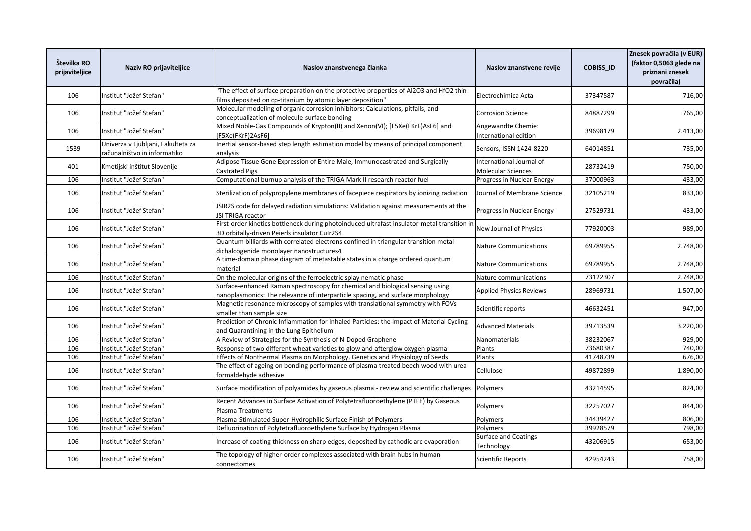| Številka RO prijaviteljice | Naziv RO prijaviteljice | Naslov znanstvenega članka | Naslov znanstvene revije | COBISS_ID | Znesek povračila (v EUR) (faktor 0,5063 glede na priznani znesek povračila) |
|---|---|---|---|---|---|
| 106 | Institut "Jožef Stefan" | "The effect of surface preparation on the protective properties of Al2O3 and HfO2 thin films deposited on cp-titanium by atomic layer deposition" | Electrochimica Acta | 37347587 | 716,00 |
| 106 | Institut "Jožef Stefan" | Molecular modeling of organic corrosion inhibitors: Calculations, pitfalls, and conceptualization of molecule-surface bonding | Corrosion Science | 84887299 | 765,00 |
| 106 | Institut "Jožef Stefan" | Mixed Noble-Gas Compounds of Krypton(II) and Xenon(VI); [F5Xe(FKrF)AsF6] and [F5Xe(FKrF)2AsF6] | Angewandte Chemie: International edition | 39698179 | 2.413,00 |
| 1539 | Univerza v Ljubljani, Fakulteta za računalništvo in informatiko | Inertial sensor-based step length estimation model by means of principal component analysis | Sensors, ISSN 1424-8220 | 64014851 | 735,00 |
| 401 | Kmetijski inštitut Slovenije | Adipose Tissue Gene Expression of Entire Male, Immunocastrated and Surgically Castrated Pigs | International Journal of Molecular Sciences | 28732419 | 750,00 |
| 106 | Institut "Jožef Stefan" | Computational burnup analysis of the TRIGA Mark II research reactor fuel | Progress in Nuclear Energy | 37000963 | 433,00 |
| 106 | Institut "Jožef Stefan" | Sterilization of polypropylene membranes of facepiece respirators by ionizing radiation | Journal of Membrane Science | 32105219 | 833,00 |
| 106 | Institut "Jožef Stefan" | JSIR2S code for delayed radiation simulations: Validation against measurements at the JSI TRIGA reactor | Progress in Nuclear Energy | 27529731 | 433,00 |
| 106 | Institut "Jožef Stefan" | First-order kinetics bottleneck during photoinduced ultrafast insulator-metal transition in 3D orbitally-driven Peierls insulator CuIr2S4 | New Journal of Physics | 77920003 | 989,00 |
| 106 | Institut "Jožef Stefan" | Quantum billiards with correlated electrons confined in triangular transition metal dichalcogenide monolayer nanostructures4 | Nature Communications | 69789955 | 2.748,00 |
| 106 | Institut "Jožef Stefan" | A time-domain phase diagram of metastable states in a charge ordered quantum material | Nature Communications | 69789955 | 2.748,00 |
| 106 | Institut "Jožef Stefan" | On the molecular origins of the ferroelectric splay nematic phase | Nature communications | 73122307 | 2.748,00 |
| 106 | Institut "Jožef Stefan" | Surface-enhanced Raman spectroscopy for chemical and biological sensing using nanoplasmonics: The relevance of interparticle spacing, and surface morphology | Applied Physics Reviews | 28969731 | 1.507,00 |
| 106 | Institut "Jožef Stefan" | Magnetic resonance microscopy of samples with translational symmetry with FOVs smaller than sample size | Scientific reports | 46632451 | 947,00 |
| 106 | Institut "Jožef Stefan" | Prediction of Chronic Inflammation for Inhaled Particles: the Impact of Material Cycling and Quarantining in the Lung Epithelium | Advanced Materials | 39713539 | 3.220,00 |
| 106 | Institut "Jožef Stefan" | A Review of Strategies for the Synthesis of N-Doped Graphene | Nanomaterials | 38232067 | 929,00 |
| 106 | Institut "Jožef Stefan" | Response of two different wheat varieties to glow and afterglow oxygen plasma | Plants | 73680387 | 740,00 |
| 106 | Institut "Jožef Stefan" | Effects of Nonthermal Plasma on Morphology, Genetics and Physiology of Seeds | Plants | 41748739 | 676,00 |
| 106 | Institut "Jožef Stefan" | The effect of ageing on bonding performance of plasma treated beech wood with urea-formaldehyde adhesive | Cellulose | 49872899 | 1.890,00 |
| 106 | Institut "Jožef Stefan" | Surface modification of polyamides by gaseous plasma - review and scientific challenges | Polymers | 43214595 | 824,00 |
| 106 | Institut "Jožef Stefan" | Recent Advances in Surface Activation of Polytetrafluoroethylene (PTFE) by Gaseous Plasma Treatments | Polymers | 32257027 | 844,00 |
| 106 | Institut "Jožef Stefan" | Plasma-Stimulated Super-Hydrophilic Surface Finish of Polymers | Polymers | 34439427 | 806,00 |
| 106 | Institut "Jožef Stefan" | Defluorination of Polytetrafluoroethylene Surface by Hydrogen Plasma | Polymers | 39928579 | 798,00 |
| 106 | Institut "Jožef Stefan" | Increase of coating thickness on sharp edges, deposited by cathodic arc evaporation | Surface and Coatings Technology | 43206915 | 653,00 |
| 106 | Institut "Jožef Stefan" | The topology of higher-order complexes associated with brain hubs in human connectomes | Scientific Reports | 42954243 | 758,00 |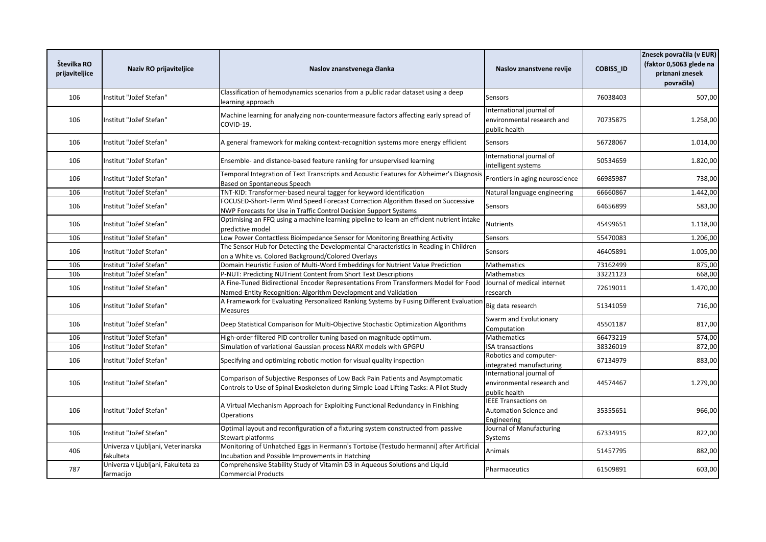| Številka RO prijaviteljice | Naziv RO prijaviteljice | Naslov znanstvenega članka | Naslov znanstvene revije | COBISS_ID | Znesek povračila (v EUR) (faktor 0,5063 glede na priznani znesek povračila) |
|---|---|---|---|---|---|
| 106 | Institut "Jožef Stefan" | Classification of hemodynamics scenarios from a public radar dataset using a deep learning approach | Sensors | 76038403 | 507,00 |
| 106 | Institut "Jožef Stefan" | Machine learning for analyzing non-countermeasure factors affecting early spread of COVID-19. | International journal of environmental research and public health | 70735875 | 1.258,00 |
| 106 | Institut "Jožef Stefan" | A general framework for making context-recognition systems more energy efficient | Sensors | 56728067 | 1.014,00 |
| 106 | Institut "Jožef Stefan" | Ensemble- and distance-based feature ranking for unsupervised learning | International journal of intelligent systems | 50534659 | 1.820,00 |
| 106 | Institut "Jožef Stefan" | Temporal Integration of Text Transcripts and Acoustic Features for Alzheimer's Diagnosis Based on Spontaneous Speech | Frontiers in aging neuroscience | 66985987 | 738,00 |
| 106 | Institut "Jožef Stefan" | TNT-KID: Transformer-based neural tagger for keyword identification | Natural language engineering | 66660867 | 1.442,00 |
| 106 | Institut "Jožef Stefan" | FOCUSED-Short-Term Wind Speed Forecast Correction Algorithm Based on Successive NWP Forecasts for Use in Traffic Control Decision Support Systems | Sensors | 64656899 | 583,00 |
| 106 | Institut "Jožef Stefan" | Optimising an FFQ using a machine learning pipeline to learn an efficient nutrient intake predictive model | Nutrients | 45499651 | 1.118,00 |
| 106 | Institut "Jožef Stefan" | Low Power Contactless Bioimpedance Sensor for Monitoring Breathing Activity | Sensors | 55470083 | 1.206,00 |
| 106 | Institut "Jožef Stefan" | The Sensor Hub for Detecting the Developmental Characteristics in Reading in Children on a White vs. Colored Background/Colored Overlays | Sensors | 46405891 | 1.005,00 |
| 106 | Institut "Jožef Stefan" | Domain Heuristic Fusion of Multi-Word Embeddings for Nutrient Value Prediction | Mathematics | 73162499 | 875,00 |
| 106 | Institut "Jožef Stefan" | P-NUT: Predicting NUTrient Content from Short Text Descriptions | Mathematics | 33221123 | 668,00 |
| 106 | Institut "Jožef Stefan" | A Fine-Tuned Bidirectional Encoder Representations From Transformers Model for Food Named-Entity Recognition: Algorithm Development and Validation | Journal of medical internet research | 72619011 | 1.470,00 |
| 106 | Institut "Jožef Stefan" | A Framework for Evaluating Personalized Ranking Systems by Fusing Different Evaluation Measures | Big data research | 51341059 | 716,00 |
| 106 | Institut "Jožef Stefan" | Deep Statistical Comparison for Multi-Objective Stochastic Optimization Algorithms | Swarm and Evolutionary Computation | 45501187 | 817,00 |
| 106 | Institut "Jožef Stefan" | High-order filtered PID controller tuning based on magnitude optimum. | Mathematics | 66473219 | 574,00 |
| 106 | Institut "Jožef Stefan" | Simulation of variational Gaussian process NARX models with GPGPU | ISA transactions | 38326019 | 872,00 |
| 106 | Institut "Jožef Stefan" | Specifying and optimizing robotic motion for visual quality inspection | Robotics and computer-integrated manufacturing | 67134979 | 883,00 |
| 106 | Institut "Jožef Stefan" | Comparison of Subjective Responses of Low Back Pain Patients and Asymptomatic Controls to Use of Spinal Exoskeleton during Simple Load Lifting Tasks: A Pilot Study | International journal of environmental research and public health | 44574467 | 1.279,00 |
| 106 | Institut "Jožef Stefan" | A Virtual Mechanism Approach for Exploiting Functional Redundancy in Finishing Operations | IEEE Transactions on Automation Science and Engineering | 35355651 | 966,00 |
| 106 | Institut "Jožef Stefan" | Optimal layout and reconfiguration of a fixturing system constructed from passive Stewart platforms | Journal of Manufacturing Systems | 67334915 | 822,00 |
| 406 | Univerza v Ljubljani, Veterinarska fakulteta | Monitoring of Unhatched Eggs in Hermann's Tortoise (Testudo hermanni) after Artificial Incubation and Possible Improvements in Hatching | Animals | 51457795 | 882,00 |
| 787 | Univerza v Ljubljani, Fakulteta za farmacijo | Comprehensive Stability Study of Vitamin D3 in Aqueous Solutions and Liquid Commercial Products | Pharmaceutics | 61509891 | 603,00 |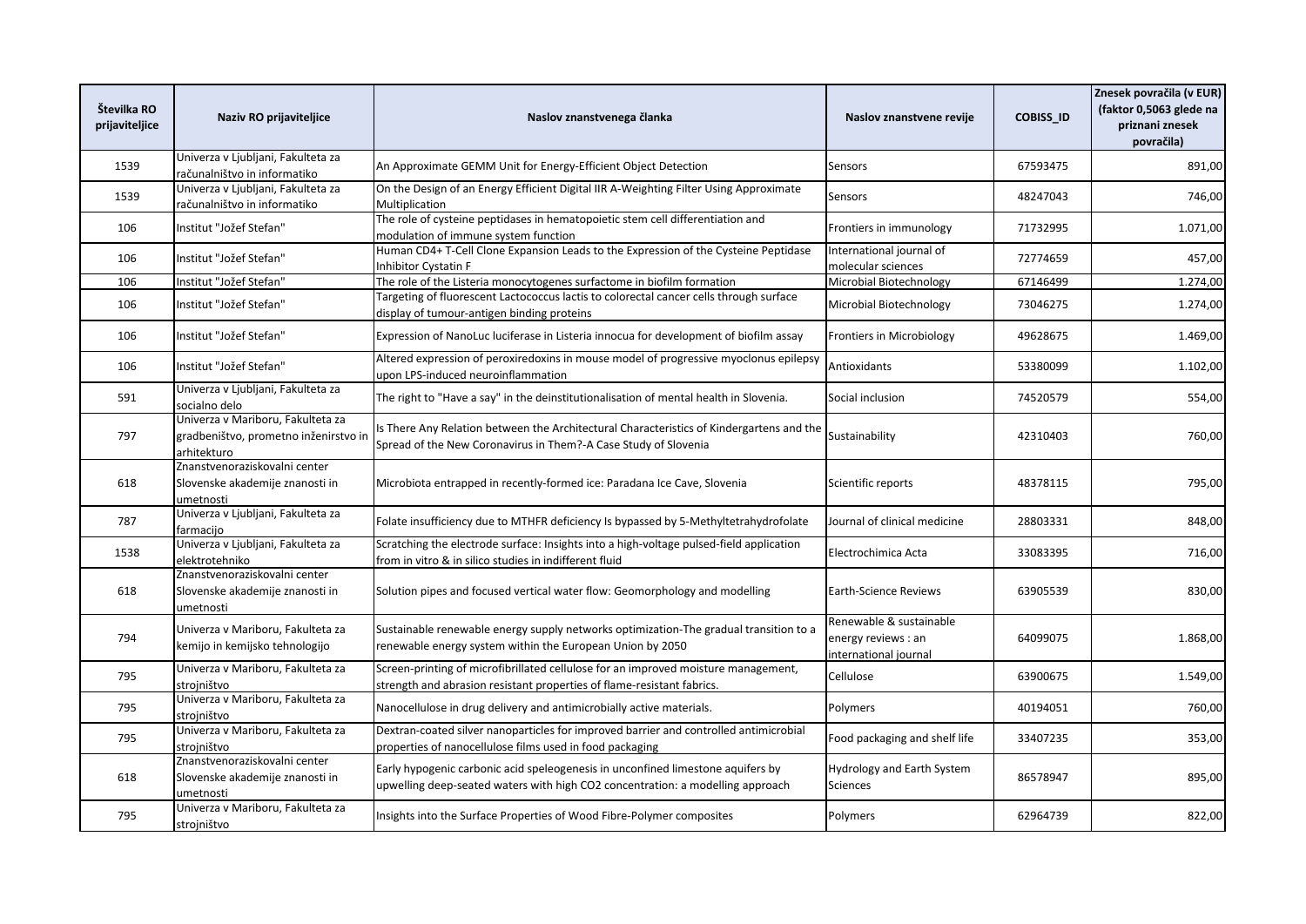| Številka RO prijaviteljice | Naziv RO prijaviteljice | Naslov znanstvenega članka | Naslov znanstvene revije | COBISS_ID | Znesek povračila (v EUR) (faktor 0,5063 glede na priznani znesek povračila) |
|---|---|---|---|---|---|
| 1539 | Univerza v Ljubljani, Fakulteta za računalništvo in informatiko | An Approximate GEMM Unit for Energy-Efficient Object Detection | Sensors | 67593475 | 891,00 |
| 1539 | Univerza v Ljubljani, Fakulteta za računalništvo in informatiko | On the Design of an Energy Efficient Digital IIR A-Weighting Filter Using Approximate Multiplication | Sensors | 48247043 | 746,00 |
| 106 | Institut "Jožef Stefan" | The role of cysteine peptidases in hematopoietic stem cell differentiation and modulation of immune system function | Frontiers in immunology | 71732995 | 1.071,00 |
| 106 | Institut "Jožef Stefan" | Human CD4+ T-Cell Clone Expansion Leads to the Expression of the Cysteine Peptidase Inhibitor Cystatin F | International journal of molecular sciences | 72774659 | 457,00 |
| 106 | Institut "Jožef Stefan" | The role of the Listeria monocytogenes surfactome in biofilm formation | Microbial Biotechnology | 67146499 | 1.274,00 |
| 106 | Institut "Jožef Stefan" | Targeting of fluorescent Lactococcus lactis to colorectal cancer cells through surface display of tumour-antigen binding proteins | Microbial Biotechnology | 73046275 | 1.274,00 |
| 106 | Institut "Jožef Stefan" | Expression of NanoLuc luciferase in Listeria innocua for development of biofilm assay | Frontiers in Microbiology | 49628675 | 1.469,00 |
| 106 | Institut "Jožef Stefan" | Altered expression of peroxiredoxins in mouse model of progressive myoclonus epilepsy upon LPS-induced neuroinflammation | Antioxidants | 53380099 | 1.102,00 |
| 591 | Univerza v Ljubljani, Fakulteta za socialno delo | The right to "Have a say" in the deinstitutionalisation of mental health in Slovenia. | Social inclusion | 74520579 | 554,00 |
| 797 | Univerza v Mariboru, Fakulteta za gradbeništvo, prometno inženirstvo in arhitekturo | Is There Any Relation between the Architectural Characteristics of Kindergartens and the Spread of the New Coronavirus in Them?-A Case Study of Slovenia | Sustainability | 42310403 | 760,00 |
| 618 | Znanstvenoraziskovalni center Slovenske akademije znanosti in umetnosti | Microbiota entrapped in recently-formed ice: Paradana Ice Cave, Slovenia | Scientific reports | 48378115 | 795,00 |
| 787 | Univerza v Ljubljani, Fakulteta za farmacijo | Folate insufficiency due to MTHFR deficiency Is bypassed by 5-Methyltetrahydrofolate | Journal of clinical medicine | 28803331 | 848,00 |
| 1538 | Univerza v Ljubljani, Fakulteta za elektrotehniko | Scratching the electrode surface: Insights into a high-voltage pulsed-field application from in vitro & in silico studies in indifferent fluid | Electrochimica Acta | 33083395 | 716,00 |
| 618 | Znanstvenoraziskovalni center Slovenske akademije znanosti in umetnosti | Solution pipes and focused vertical water flow: Geomorphology and modelling | Earth-Science Reviews | 63905539 | 830,00 |
| 794 | Univerza v Mariboru, Fakulteta za kemijo in kemijsko tehnologijo | Sustainable renewable energy supply networks optimization-The gradual transition to a renewable energy system within the European Union by 2050 | Renewable & sustainable energy reviews : an international journal | 64099075 | 1.868,00 |
| 795 | Univerza v Mariboru, Fakulteta za strojništvo | Screen-printing of microfibrillated cellulose for an improved moisture management, strength and abrasion resistant properties of flame-resistant fabrics. | Cellulose | 63900675 | 1.549,00 |
| 795 | Univerza v Mariboru, Fakulteta za strojništvo | Nanocellulose in drug delivery and antimicrobially active materials. | Polymers | 40194051 | 760,00 |
| 795 | Univerza v Mariboru, Fakulteta za strojništvo | Dextran-coated silver nanoparticles for improved barrier and controlled antimicrobial properties of nanocellulose films used in food packaging | Food packaging and shelf life | 33407235 | 353,00 |
| 618 | Znanstvenoraziskovalni center Slovenske akademije znanosti in umetnosti | Early hypogenic carbonic acid speleogenesis in unconfined limestone aquifers by upwelling deep-seated waters with high CO2 concentration: a modelling approach | Hydrology and Earth System Sciences | 86578947 | 895,00 |
| 795 | Univerza v Mariboru, Fakulteta za strojništvo | Insights into the Surface Properties of Wood Fibre-Polymer composites | Polymers | 62964739 | 822,00 |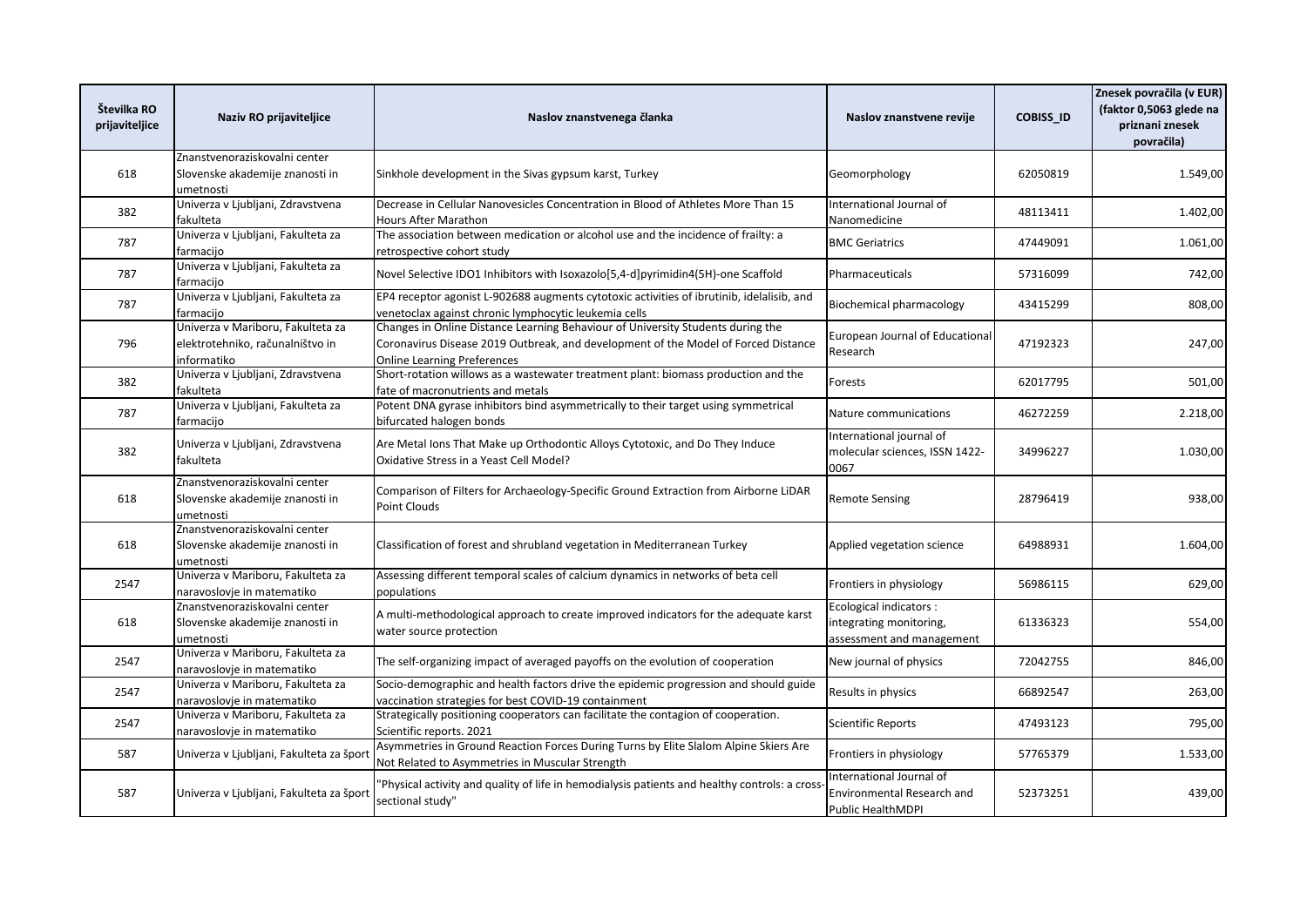| Številka RO prijaviteljice | Naziv RO prijaviteljice | Naslov znanstvenega članka | Naslov znanstvene revije | COBISS_ID | Znesek povračila (v EUR) (faktor 0,5063 glede na priznani znesek povračila) |
|---|---|---|---|---|---|
| 618 | Znanstvenoraziskovalni center Slovenske akademije znanosti in umetnosti | Sinkhole development in the Sivas gypsum karst, Turkey | Geomorphology | 62050819 | 1.549,00 |
| 382 | Univerza v Ljubljani, Zdravstvena fakulteta | Decrease in Cellular Nanovesicles Concentration in Blood of Athletes More Than 15 Hours After Marathon | International Journal of Nanomedicine | 48113411 | 1.402,00 |
| 787 | Univerza v Ljubljani, Fakulteta za farmacijo | The association between medication or alcohol use and the incidence of frailty: a retrospective cohort study | BMC Geriatrics | 47449091 | 1.061,00 |
| 787 | Univerza v Ljubljani, Fakulteta za farmacijo | Novel Selective IDO1 Inhibitors with Isoxazolo[5,4-d]pyrimidin4(5H)-one Scaffold | Pharmaceuticals | 57316099 | 742,00 |
| 787 | Univerza v Ljubljani, Fakulteta za farmacijo | EP4 receptor agonist L-902688 augments cytotoxic activities of ibrutinib, idelalisib, and venetoclax against chronic lymphocytic leukemia cells | Biochemical pharmacology | 43415299 | 808,00 |
| 796 | Univerza v Mariboru, Fakulteta za elektrotehniko, računalništvo in informatiko | Changes in Online Distance Learning Behaviour of University Students during the Coronavirus Disease 2019 Outbreak, and development of the Model of Forced Distance Online Learning Preferences | European Journal of Educational Research | 47192323 | 247,00 |
| 382 | Univerza v Ljubljani, Zdravstvena fakulteta | Short-rotation willows as a wastewater treatment plant: biomass production and the fate of macronutrients and metals | Forests | 62017795 | 501,00 |
| 787 | Univerza v Ljubljani, Fakulteta za farmacijo | Potent DNA gyrase inhibitors bind asymmetrically to their target using symmetrical bifurcated halogen bonds | Nature communications | 46272259 | 2.218,00 |
| 382 | Univerza v Ljubljani, Zdravstvena fakulteta | Are Metal Ions That Make up Orthodontic Alloys Cytotoxic, and Do They Induce Oxidative Stress in a Yeast Cell Model? | International journal of molecular sciences, ISSN 1422-0067 | 34996227 | 1.030,00 |
| 618 | Znanstvenoraziskovalni center Slovenske akademije znanosti in umetnosti | Comparison of Filters for Archaeology-Specific Ground Extraction from Airborne LiDAR Point Clouds | Remote Sensing | 28796419 | 938,00 |
| 618 | Znanstvenoraziskovalni center Slovenske akademije znanosti in umetnosti | Classification of forest and shrubland vegetation in Mediterranean Turkey | Applied vegetation science | 64988931 | 1.604,00 |
| 2547 | Univerza v Mariboru, Fakulteta za naravoslovje in matematiko | Assessing different temporal scales of calcium dynamics in networks of beta cell populations | Frontiers in physiology | 56986115 | 629,00 |
| 618 | Znanstvenoraziskovalni center Slovenske akademije znanosti in umetnosti | A multi-methodological approach to create improved indicators for the adequate karst water source protection | Ecological indicators : integrating monitoring, assessment and management | 61336323 | 554,00 |
| 2547 | Univerza v Mariboru, Fakulteta za naravoslovje in matematiko | The self-organizing impact of averaged payoffs on the evolution of cooperation | New journal of physics | 72042755 | 846,00 |
| 2547 | Univerza v Mariboru, Fakulteta za naravoslovje in matematiko | Socio-demographic and health factors drive the epidemic progression and should guide vaccination strategies for best COVID-19 containment | Results in physics | 66892547 | 263,00 |
| 2547 | Univerza v Mariboru, Fakulteta za naravoslovje in matematiko | Strategically positioning cooperators can facilitate the contagion of cooperation. Scientific reports. 2021 | Scientific Reports | 47493123 | 795,00 |
| 587 | Univerza v Ljubljani, Fakulteta za šport | Asymmetries in Ground Reaction Forces During Turns by Elite Slalom Alpine Skiers Are Not Related to Asymmetries in Muscular Strength | Frontiers in physiology | 57765379 | 1.533,00 |
| 587 | Univerza v Ljubljani, Fakulteta za šport | "Physical activity and quality of life in hemodialysis patients and healthy controls: a cross-sectional study" | International Journal of Environmental Research and Public HealthMDPI | 52373251 | 439,00 |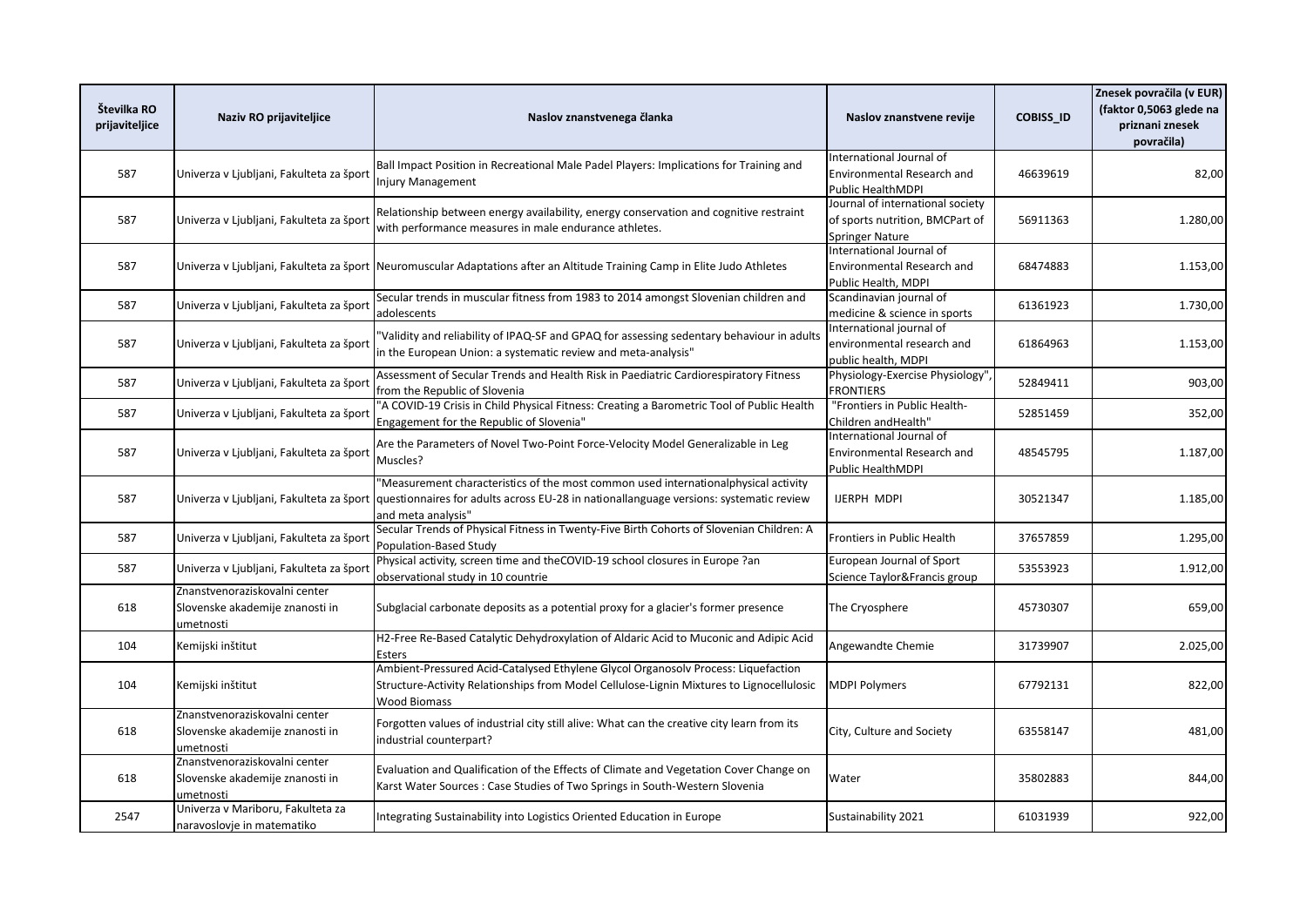| Številka RO prijaviteljice | Naziv RO prijaviteljice | Naslov znanstvenega članka | Naslov znanstvene revije | COBISS_ID | Znesek povračila (v EUR) (faktor 0,5063 glede na priznani znesek povračila) |
|---|---|---|---|---|---|
| 587 | Univerza v Ljubljani, Fakulteta za šport | Ball Impact Position in Recreational Male Padel Players: Implications for Training and Injury Management | International Journal of Environmental Research and Public HealthMDPI | 46639619 | 82,00 |
| 587 | Univerza v Ljubljani, Fakulteta za šport | Relationship between energy availability, energy conservation and cognitive restraint with performance measures in male endurance athletes. | Journal of international society of sports nutrition, BMCPart of Springer Nature | 56911363 | 1.280,00 |
| 587 | Univerza v Ljubljani, Fakulteta za šport | Neuromuscular Adaptations after an Altitude Training Camp in Elite Judo Athletes | International Journal of Environmental Research and Public Health, MDPI | 68474883 | 1.153,00 |
| 587 | Univerza v Ljubljani, Fakulteta za šport | Secular trends in muscular fitness from 1983 to 2014 amongst Slovenian children and adolescents | Scandinavian journal of medicine & science in sports | 61361923 | 1.730,00 |
| 587 | Univerza v Ljubljani, Fakulteta za šport | "Validity and reliability of IPAQ-SF and GPAQ for assessing sedentary behaviour in adults in the European Union: a systematic review and meta-analysis" | International journal of environmental research and public health, MDPI | 61864963 | 1.153,00 |
| 587 | Univerza v Ljubljani, Fakulteta za šport | Assessment of Secular Trends and Health Risk in Paediatric Cardiorespiratory Fitness from the Republic of Slovenia | Physiology-Exercise Physiology", FRONTIERS | 52849411 | 903,00 |
| 587 | Univerza v Ljubljani, Fakulteta za šport | "A COVID-19 Crisis in Child Physical Fitness: Creating a Barometric Tool of Public Health Engagement for the Republic of Slovenia" | "Frontiers in Public Health-Children andHealth" | 52851459 | 352,00 |
| 587 | Univerza v Ljubljani, Fakulteta za šport | Are the Parameters of Novel Two-Point Force-Velocity Model Generalizable in Leg Muscles? | International Journal of Environmental Research and Public HealthMDPI | 48545795 | 1.187,00 |
| 587 | Univerza v Ljubljani, Fakulteta za šport | "Measurement characteristics of the most common used internationalphysical activity questionnaires for adults across EU-28 in nationallanguage versions: systematic review and meta analysis" | IJERPH MDPI | 30521347 | 1.185,00 |
| 587 | Univerza v Ljubljani, Fakulteta za šport | Secular Trends of Physical Fitness in Twenty-Five Birth Cohorts of Slovenian Children: A Population-Based Study | Frontiers in Public Health | 37657859 | 1.295,00 |
| 587 | Univerza v Ljubljani, Fakulteta za šport | Physical activity, screen time and theCOVID-19 school closures in Europe ?an observational study in 10 countrie | European Journal of Sport Science Taylor&Francis group | 53553923 | 1.912,00 |
| 618 | Znanstvenoraziskovalni center Slovenske akademije znanosti in umetnosti | Subglacial carbonate deposits as a potential proxy for a glacier's former presence | The Cryosphere | 45730307 | 659,00 |
| 104 | Kemijski inštitut | H2-Free Re-Based Catalytic Dehydroxylation of Aldaric Acid to Muconic and Adipic Acid Esters | Angewandte Chemie | 31739907 | 2.025,00 |
| 104 | Kemijski inštitut | Ambient-Pressured Acid-Catalysed Ethylene Glycol Organosolv Process: Liquefaction Structure-Activity Relationships from Model Cellulose-Lignin Mixtures to Lignocellulosic Wood Biomass | MDPI Polymers | 67792131 | 822,00 |
| 618 | Znanstvenoraziskovalni center Slovenske akademije znanosti in umetnosti | Forgotten values of industrial city still alive: What can the creative city learn from its industrial counterpart? | City, Culture and Society | 63558147 | 481,00 |
| 618 | Znanstvenoraziskovalni center Slovenske akademije znanosti in umetnosti | Evaluation and Qualification of the Effects of Climate and Vegetation Cover Change on Karst Water Sources : Case Studies of Two Springs in South-Western Slovenia | Water | 35802883 | 844,00 |
| 2547 | Univerza v Mariboru, Fakulteta za naravoslovje in matematiko | Integrating Sustainability into Logistics Oriented Education in Europe | Sustainability 2021 | 61031939 | 922,00 |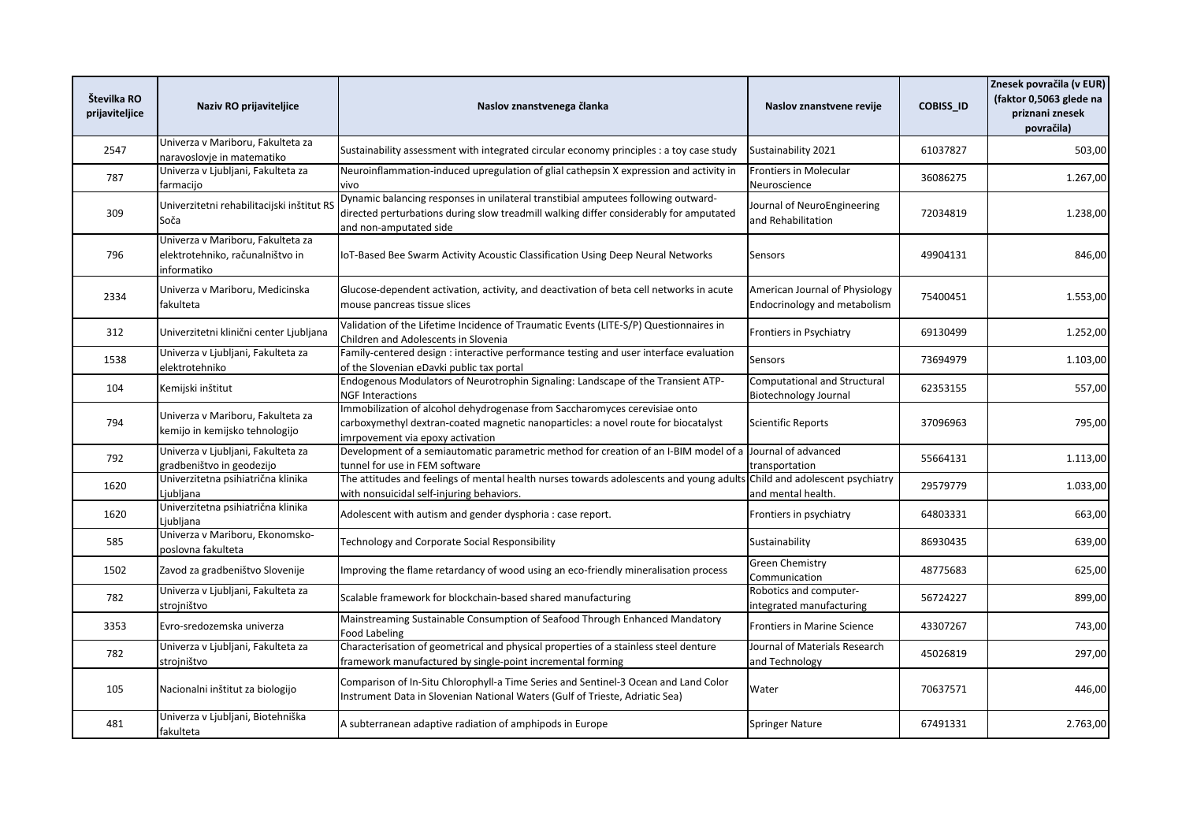| Številka RO prijaviteljice | Naziv RO prijaviteljice | Naslov znanstvenega članka | Naslov znanstvene revije | COBISS_ID | Znesek povračila (v EUR) (faktor 0,5063 glede na priznani znesek povračila) |
|---|---|---|---|---|---|
| 2547 | Univerza v Mariboru, Fakulteta za naravoslovje in matematiko | Sustainability assessment with integrated circular economy principles : a toy case study | Sustainability 2021 | 61037827 | 503,00 |
| 787 | Univerza v Ljubljani, Fakulteta za farmacijo | Neuroinflammation-induced upregulation of glial cathepsin X expression and activity in vivo | Frontiers in Molecular Neuroscience | 36086275 | 1.267,00 |
| 309 | Univerzitetni rehabilitacijski inštitut RS Soča | Dynamic balancing responses in unilateral transtibial amputees following outward-directed perturbations during slow treadmill walking differ considerably for amputated and non-amputated side | Journal of NeuroEngineering and Rehabilitation | 72034819 | 1.238,00 |
| 796 | Univerza v Mariboru, Fakulteta za elektrotehniko, računalništvo in informatiko | IoT-Based Bee Swarm Activity Acoustic Classification Using Deep Neural Networks | Sensors | 49904131 | 846,00 |
| 2334 | Univerza v Mariboru, Medicinska fakulteta | Glucose-dependent activation, activity, and deactivation of beta cell networks in acute mouse pancreas tissue slices | American Journal of Physiology Endocrinology and metabolism | 75400451 | 1.553,00 |
| 312 | Univerzitetni klinični center Ljubljana | Validation of the Lifetime Incidence of Traumatic Events (LITE-S/P) Questionnaires in Children and Adolescents in Slovenia | Frontiers in Psychiatry | 69130499 | 1.252,00 |
| 1538 | Univerza v Ljubljani, Fakulteta za elektrotehniko | Family-centered design : interactive performance testing and user interface evaluation of the Slovenian eDavki public tax portal | Sensors | 73694979 | 1.103,00 |
| 104 | Kemijski inštitut | Endogenous Modulators of Neurotrophin Signaling: Landscape of the Transient ATP-NGF Interactions | Computational and Structural Biotechnology Journal | 62353155 | 557,00 |
| 794 | Univerza v Mariboru, Fakulteta za kemijo in kemijsko tehnologijo | Immobilization of alcohol dehydrogenase from Saccharomyces cerevisiae onto carboxymethyl dextran-coated magnetic nanoparticles: a novel route for biocatalyst imrpovement via epoxy activation | Scientific Reports | 37096963 | 795,00 |
| 792 | Univerza v Ljubljani, Fakulteta za gradbeništvo in geodezijo | Development of a semiautomatic parametric method for creation of an I-BIM model of a tunnel for use in FEM software | Journal of advanced transportation | 55664131 | 1.113,00 |
| 1620 | Univerzitetna psihiatrična klinika Ljubljana | The attitudes and feelings of mental health nurses towards adolescents and young adults with nonsuicidal self-injuring behaviors. | Child and adolescent psychiatry and mental health. | 29579779 | 1.033,00 |
| 1620 | Univerzitetna psihiatrična klinika Ljubljana | Adolescent with autism and gender dysphoria : case report. | Frontiers in psychiatry | 64803331 | 663,00 |
| 585 | Univerza v Mariboru, Ekonomsko-poslovna fakulteta | Technology and Corporate Social Responsibility | Sustainability | 86930435 | 639,00 |
| 1502 | Zavod za gradbeništvo Slovenije | Improving the flame retardancy of wood using an eco-friendly mineralisation process | Green Chemistry Communication | 48775683 | 625,00 |
| 782 | Univerza v Ljubljani, Fakulteta za strojništvo | Scalable framework for blockchain-based shared manufacturing | Robotics and computer-integrated manufacturing | 56724227 | 899,00 |
| 3353 | Evro-sredozemska univerza | Mainstreaming Sustainable Consumption of Seafood Through Enhanced Mandatory Food Labeling | Frontiers in Marine Science | 43307267 | 743,00 |
| 782 | Univerza v Ljubljani, Fakulteta za strojništvo | Characterisation of geometrical and physical properties of a stainless steel denture framework manufactured by single-point incremental forming | Journal of Materials Research and Technology | 45026819 | 297,00 |
| 105 | Nacionalni inštitut za biologijo | Comparison of In-Situ Chlorophyll-a Time Series and Sentinel-3 Ocean and Land Color Instrument Data in Slovenian National Waters (Gulf of Trieste, Adriatic Sea) | Water | 70637571 | 446,00 |
| 481 | Univerza v Ljubljani, Biotehniška fakulteta | A subterranean adaptive radiation of amphipods in Europe | Springer Nature | 67491331 | 2.763,00 |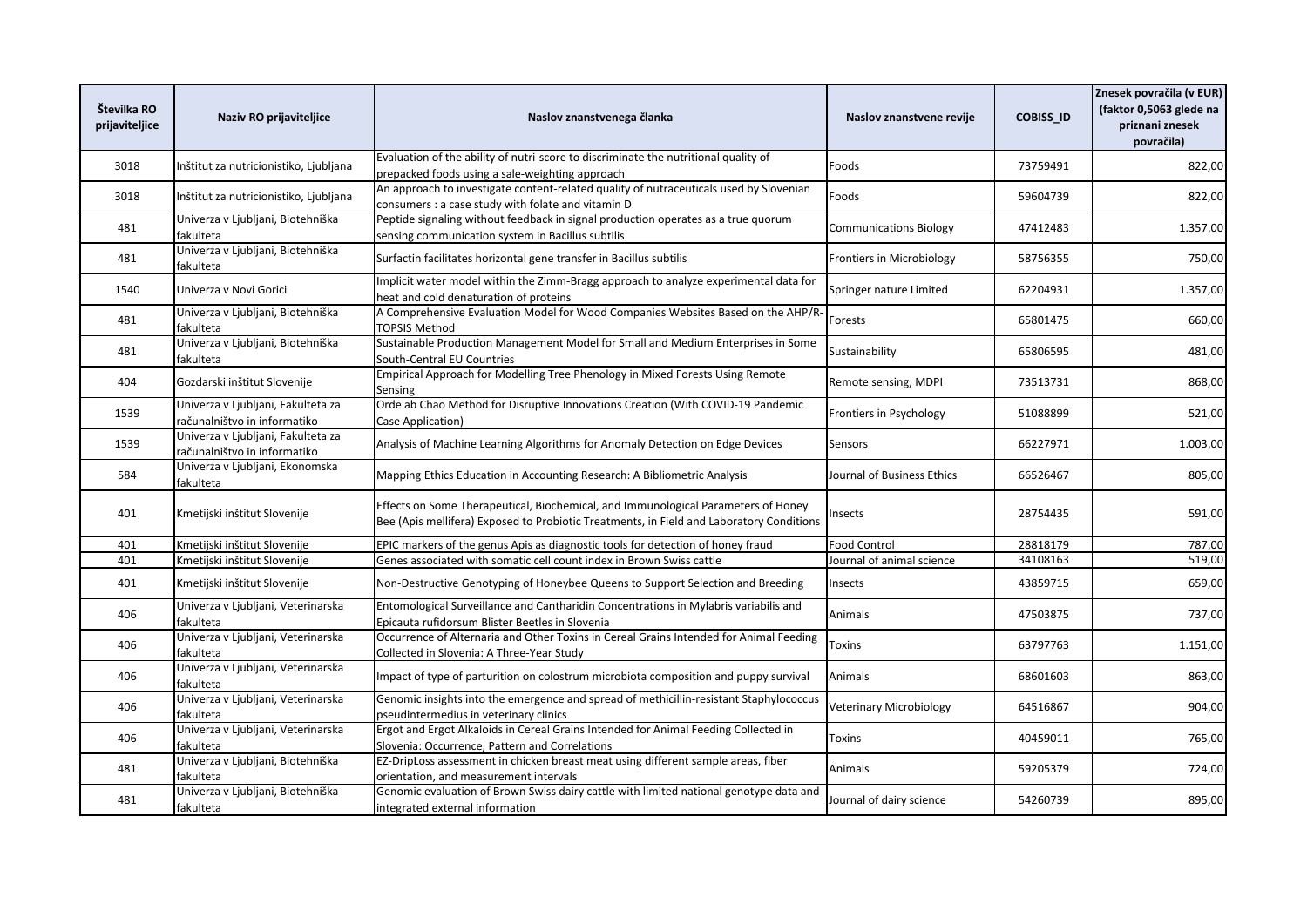| Številka RO prijaviteljice | Naziv RO prijaviteljice | Naslov znanstvenega članka | Naslov znanstvene revije | COBISS_ID | Znesek povračila (v EUR) (faktor 0,5063 glede na priznani znesek povračila) |
|---|---|---|---|---|---|
| 3018 | Inštitut za nutricionistiko, Ljubljana | Evaluation of the ability of nutri-score to discriminate the nutritional quality of prepacked foods using a sale-weighting approach | Foods | 73759491 | 822,00 |
| 3018 | Inštitut za nutricionistiko, Ljubljana | An approach to investigate content-related quality of nutraceuticals used by Slovenian consumers : a case study with folate and vitamin D | Foods | 59604739 | 822,00 |
| 481 | Univerza v Ljubljani, Biotehniška fakulteta | Peptide signaling without feedback in signal production operates as a true quorum sensing communication system in Bacillus subtilis | Communications Biology | 47412483 | 1.357,00 |
| 481 | Univerza v Ljubljani, Biotehniška fakulteta | Surfactin facilitates horizontal gene transfer in Bacillus subtilis | Frontiers in Microbiology | 58756355 | 750,00 |
| 1540 | Univerza v Novi Gorici | Implicit water model within the Zimm-Bragg approach to analyze experimental data for heat and cold denaturation of proteins | Springer nature Limited | 62204931 | 1.357,00 |
| 481 | Univerza v Ljubljani, Biotehniška fakulteta | A Comprehensive Evaluation Model for Wood Companies Websites Based on the AHP/R-TOPSIS Method | Forests | 65801475 | 660,00 |
| 481 | Univerza v Ljubljani, Biotehniška fakulteta | Sustainable Production Management Model for Small and Medium Enterprises in Some South-Central EU Countries | Sustainability | 65806595 | 481,00 |
| 404 | Gozdarski inštitut Slovenije | Empirical Approach for Modelling Tree Phenology in Mixed Forests Using Remote Sensing | Remote sensing, MDPI | 73513731 | 868,00 |
| 1539 | Univerza v Ljubljani, Fakulteta za računalništvo in informatiko | Orde ab Chao Method for Disruptive Innovations Creation (With COVID-19 Pandemic Case Application) | Frontiers in Psychology | 51088899 | 521,00 |
| 1539 | Univerza v Ljubljani, Fakulteta za računalništvo in informatiko | Analysis of Machine Learning Algorithms for Anomaly Detection on Edge Devices | Sensors | 66227971 | 1.003,00 |
| 584 | Univerza v Ljubljani, Ekonomska fakulteta | Mapping Ethics Education in Accounting Research: A Bibliometric Analysis | Journal of Business Ethics | 66526467 | 805,00 |
| 401 | Kmetijski inštitut Slovenije | Effects on Some Therapeutical, Biochemical, and Immunological Parameters of Honey Bee (Apis mellifera) Exposed to Probiotic Treatments, in Field and Laboratory Conditions | Insects | 28754435 | 591,00 |
| 401 | Kmetijski inštitut Slovenije | EPIC markers of the genus Apis as diagnostic tools for detection of honey fraud | Food Control | 28818179 | 787,00 |
| 401 | Kmetijski inštitut Slovenije | Genes associated with somatic cell count index in Brown Swiss cattle | Journal of animal science | 34108163 | 519,00 |
| 401 | Kmetijski inštitut Slovenije | Non-Destructive Genotyping of Honeybee Queens to Support Selection and Breeding | Insects | 43859715 | 659,00 |
| 406 | Univerza v Ljubljani, Veterinarska fakulteta | Entomological Surveillance and Cantharidin Concentrations in Mylabris variabilis and Epicauta rufidorsum Blister Beetles in Slovenia | Animals | 47503875 | 737,00 |
| 406 | Univerza v Ljubljani, Veterinarska fakulteta | Occurrence of Alternaria and Other Toxins in Cereal Grains Intended for Animal Feeding Collected in Slovenia: A Three-Year Study | Toxins | 63797763 | 1.151,00 |
| 406 | Univerza v Ljubljani, Veterinarska fakulteta | Impact of type of parturition on colostrum microbiota composition and puppy survival | Animals | 68601603 | 863,00 |
| 406 | Univerza v Ljubljani, Veterinarska fakulteta | Genomic insights into the emergence and spread of methicillin-resistant Staphylococcus pseudintermedius in veterinary clinics | Veterinary Microbiology | 64516867 | 904,00 |
| 406 | Univerza v Ljubljani, Veterinarska fakulteta | Ergot and Ergot Alkaloids in Cereal Grains Intended for Animal Feeding Collected in Slovenia: Occurrence, Pattern and Correlations | Toxins | 40459011 | 765,00 |
| 481 | Univerza v Ljubljani, Biotehniška fakulteta | EZ-DripLoss assessment in chicken breast meat using different sample areas, fiber orientation, and measurement intervals | Animals | 59205379 | 724,00 |
| 481 | Univerza v Ljubljani, Biotehniška fakulteta | Genomic evaluation of Brown Swiss dairy cattle with limited national genotype data and integrated external information | Journal of dairy science | 54260739 | 895,00 |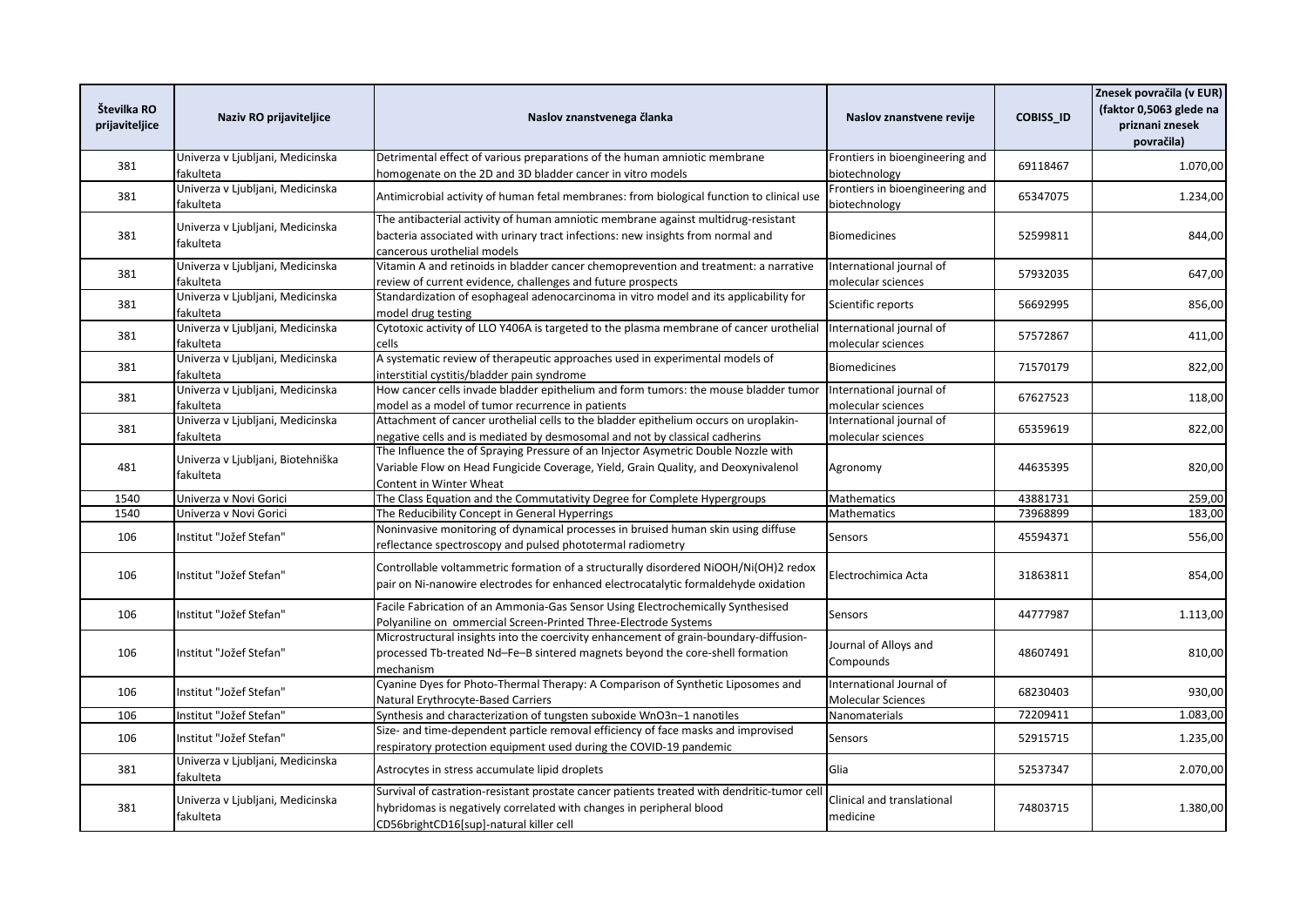| Številka RO prijaviteljice | Naziv RO prijaviteljice | Naslov znanstvenega članka | Naslov znanstvene revije | COBISS_ID | Znesek povračila (v EUR) (faktor 0,5063 glede na priznani znesek povračila) |
|---|---|---|---|---|---|
| 381 | Univerza v Ljubljani, Medicinska fakulteta | Detrimental effect of various preparations of the human amniotic membrane homogenate on the 2D and 3D bladder cancer in vitro models | Frontiers in bioengineering and biotechnology | 69118467 | 1.070,00 |
| 381 | Univerza v Ljubljani, Medicinska fakulteta | Antimicrobial activity of human fetal membranes: from biological function to clinical use | Frontiers in bioengineering and biotechnology | 65347075 | 1.234,00 |
| 381 | Univerza v Ljubljani, Medicinska fakulteta | The antibacterial activity of human amniotic membrane against multidrug-resistant bacteria associated with urinary tract infections: new insights from normal and cancerous urothelial models | Biomedicines | 52599811 | 844,00 |
| 381 | Univerza v Ljubljani, Medicinska fakulteta | Vitamin A and retinoids in bladder cancer chemoprevention and treatment: a narrative review of current evidence, challenges and future prospects | International journal of molecular sciences | 57932035 | 647,00 |
| 381 | Univerza v Ljubljani, Medicinska fakulteta | Standardization of esophageal adenocarcinoma in vitro model and its applicability for model drug testing | Scientific reports | 56692995 | 856,00 |
| 381 | Univerza v Ljubljani, Medicinska fakulteta | Cytotoxic activity of LLO Y406A is targeted to the plasma membrane of cancer urothelial cells | International journal of molecular sciences | 57572867 | 411,00 |
| 381 | Univerza v Ljubljani, Medicinska fakulteta | A systematic review of therapeutic approaches used in experimental models of interstitial cystitis/bladder pain syndrome | Biomedicines | 71570179 | 822,00 |
| 381 | Univerza v Ljubljani, Medicinska fakulteta | How cancer cells invade bladder epithelium and form tumors: the mouse bladder tumor model as a model of tumor recurrence in patients | International journal of molecular sciences | 67627523 | 118,00 |
| 381 | Univerza v Ljubljani, Medicinska fakulteta | Attachment of cancer urothelial cells to the bladder epithelium occurs on uroplakin-negative cells and is mediated by desmosomal and not by classical cadherins | International journal of molecular sciences | 65359619 | 822,00 |
| 481 | Univerza v Ljubljani, Biotehniška fakulteta | The Influence the of Spraying Pressure of an Injector Asymetric Double Nozzle with Variable Flow on Head Fungicide Coverage, Yield, Grain Quality, and Deoxynivalenol Content in Winter Wheat | Agronomy | 44635395 | 820,00 |
| 1540 | Univerza v Novi Gorici | The Class Equation and the Commutativity Degree for Complete Hypergroups | Mathematics | 43881731 | 259,00 |
| 1540 | Univerza v Novi Gorici | The Reducibility Concept in General Hyperrings | Mathematics | 73968899 | 183,00 |
| 106 | Institut "Jožef Stefan" | Noninvasive monitoring of dynamical processes in bruised human skin using diffuse reflectance spectroscopy and pulsed photothermal radiometry | Sensors | 45594371 | 556,00 |
| 106 | Institut "Jožef Stefan" | Controllable voltammetric formation of a structurally disordered NiOOH/Ni(OH)2 redox pair on Ni-nanowire electrodes for enhanced electrocatalytic formaldehyde oxidation | Electrochimica Acta | 31863811 | 854,00 |
| 106 | Institut "Jožef Stefan" | Facile Fabrication of an Ammonia-Gas Sensor Using Electrochemically Synthesised Polyaniline on ommercial Screen-Printed Three-Electrode Systems | Sensors | 44777987 | 1.113,00 |
| 106 | Institut "Jožef Stefan" | Microstructural insights into the coercivity enhancement of grain-boundary-diffusion-processed Tb-treated Nd–Fe–B sintered magnets beyond the core-shell formation mechanism | Journal of Alloys and Compounds | 48607491 | 810,00 |
| 106 | Institut "Jožef Stefan" | Cyanine Dyes for Photo-Thermal Therapy: A Comparison of Synthetic Liposomes and Natural Erythrocyte-Based Carriers | International Journal of Molecular Sciences | 68230403 | 930,00 |
| 106 | Institut "Jožef Stefan" | Synthesis and characterization of tungsten suboxide WnO3n−1 nanotiles | Nanomaterials | 72209411 | 1.083,00 |
| 106 | Institut "Jožef Stefan" | Size- and time-dependent particle removal efficiency of face masks and improvised respiratory protection equipment used during the COVID-19 pandemic | Sensors | 52915715 | 1.235,00 |
| 381 | Univerza v Ljubljani, Medicinska fakulteta | Astrocytes in stress accumulate lipid droplets | Glia | 52537347 | 2.070,00 |
| 381 | Univerza v Ljubljani, Medicinska fakulteta | Survival of castration-resistant prostate cancer patients treated with dendritic-tumor cell hybridomas is negatively correlated with changes in peripheral blood CD56brightCD16[sup]-natural killer cell | Clinical and translational medicine | 74803715 | 1.380,00 |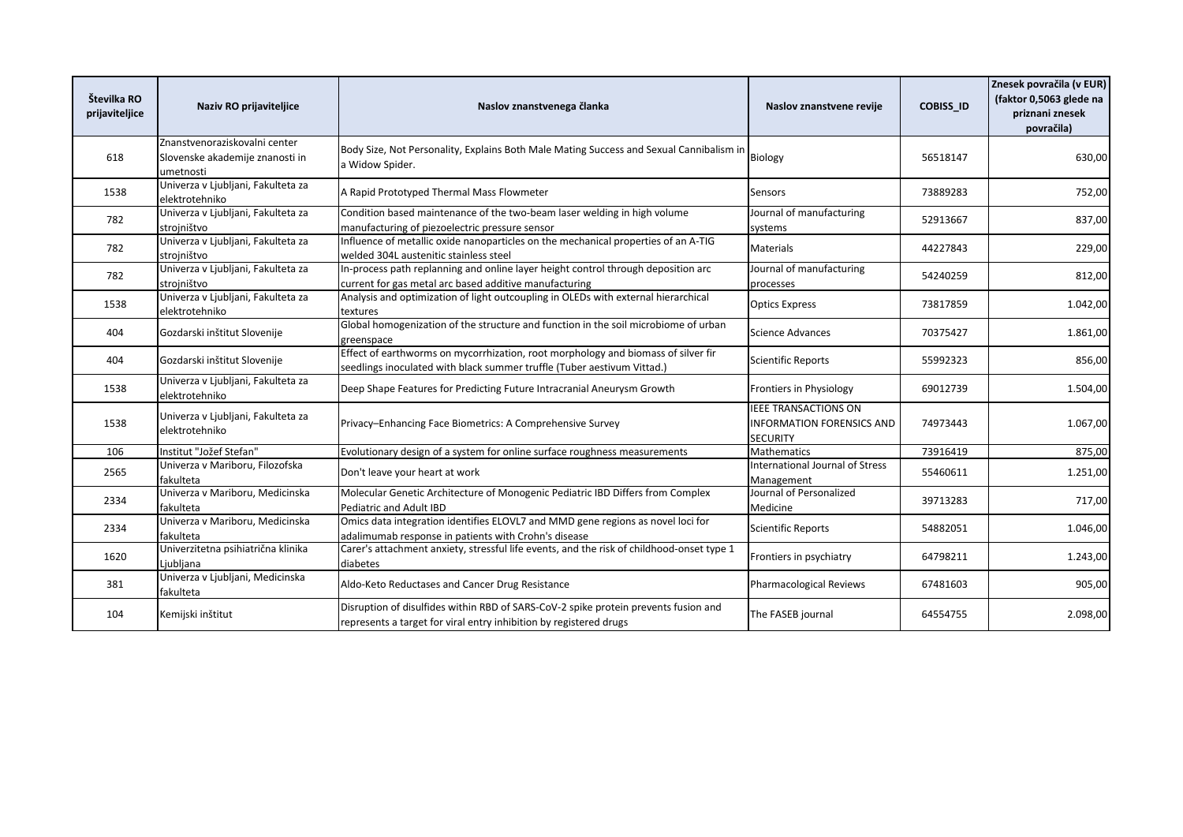| Številka RO prijaviteljice | Naziv RO prijaviteljice | Naslov znanstvenega članka | Naslov znanstvene revije | COBISS_ID | Znesek povračila (v EUR) (faktor 0,5063 glede na priznani znesek povračila) |
|---|---|---|---|---|---|
| 618 | Znanstvenoraziskovalni center Slovenske akademije znanosti in umetnosti | Body Size, Not Personality, Explains Both Male Mating Success and Sexual Cannibalism in a Widow Spider. | Biology | 56518147 | 630,00 |
| 1538 | Univerza v Ljubljani, Fakulteta za elektrotehniko | A Rapid Prototyped Thermal Mass Flowmeter | Sensors | 73889283 | 752,00 |
| 782 | Univerza v Ljubljani, Fakulteta za strojništvo | Condition based maintenance of the two-beam laser welding in high volume manufacturing of piezoelectric pressure sensor | Journal of manufacturing systems | 52913667 | 837,00 |
| 782 | Univerza v Ljubljani, Fakulteta za strojništvo | Influence of metallic oxide nanoparticles on the mechanical properties of an A-TIG welded 304L austenitic stainless steel | Materials | 44227843 | 229,00 |
| 782 | Univerza v Ljubljani, Fakulteta za strojništvo | In-process path replanning and online layer height control through deposition arc current for gas metal arc based additive manufacturing | Journal of manufacturing processes | 54240259 | 812,00 |
| 1538 | Univerza v Ljubljani, Fakulteta za elektrotehniko | Analysis and optimization of light outcoupling in OLEDs with external hierarchical textures | Optics Express | 73817859 | 1.042,00 |
| 404 | Gozdarski inštitut Slovenije | Global homogenization of the structure and function in the soil microbiome of urban greenspace | Science Advances | 70375427 | 1.861,00 |
| 404 | Gozdarski inštitut Slovenije | Effect of earthworms on mycorrhization, root morphology and biomass of silver fir seedlings inoculated with black summer truffle (Tuber aestivum Vittad.) | Scientific Reports | 55992323 | 856,00 |
| 1538 | Univerza v Ljubljani, Fakulteta za elektrotehniko | Deep Shape Features for Predicting Future Intracranial Aneurysm Growth | Frontiers in Physiology | 69012739 | 1.504,00 |
| 1538 | Univerza v Ljubljani, Fakulteta za elektrotehniko | Privacy–Enhancing Face Biometrics: A Comprehensive Survey | IEEE TRANSACTIONS ON INFORMATION FORENSICS AND SECURITY | 74973443 | 1.067,00 |
| 106 | Institut "Jožef Stefan" | Evolutionary design of a system for online surface roughness measurements | Mathematics | 73916419 | 875,00 |
| 2565 | Univerza v Mariboru, Filozofska fakulteta | Don't leave your heart at work | International Journal of Stress Management | 55460611 | 1.251,00 |
| 2334 | Univerza v Mariboru, Medicinska fakulteta | Molecular Genetic Architecture of Monogenic Pediatric IBD Differs from Complex Pediatric and Adult IBD | Journal of Personalized Medicine | 39713283 | 717,00 |
| 2334 | Univerza v Mariboru, Medicinska fakulteta | Omics data integration identifies ELOVL7 and MMD gene regions as novel loci for adalimumab response in patients with Crohn's disease | Scientific Reports | 54882051 | 1.046,00 |
| 1620 | Univerzitetna psihiatrična klinika Ljubljana | Carer's attachment anxiety, stressful life events, and the risk of childhood-onset type 1 diabetes | Frontiers in psychiatry | 64798211 | 1.243,00 |
| 381 | Univerza v Ljubljani, Medicinska fakulteta | Aldo-Keto Reductases and Cancer Drug Resistance | Pharmacological Reviews | 67481603 | 905,00 |
| 104 | Kemijski inštitut | Disruption of disulfides within RBD of SARS-CoV-2 spike protein prevents fusion and represents a target for viral entry inhibition by registered drugs | The FASEB journal | 64554755 | 2.098,00 |